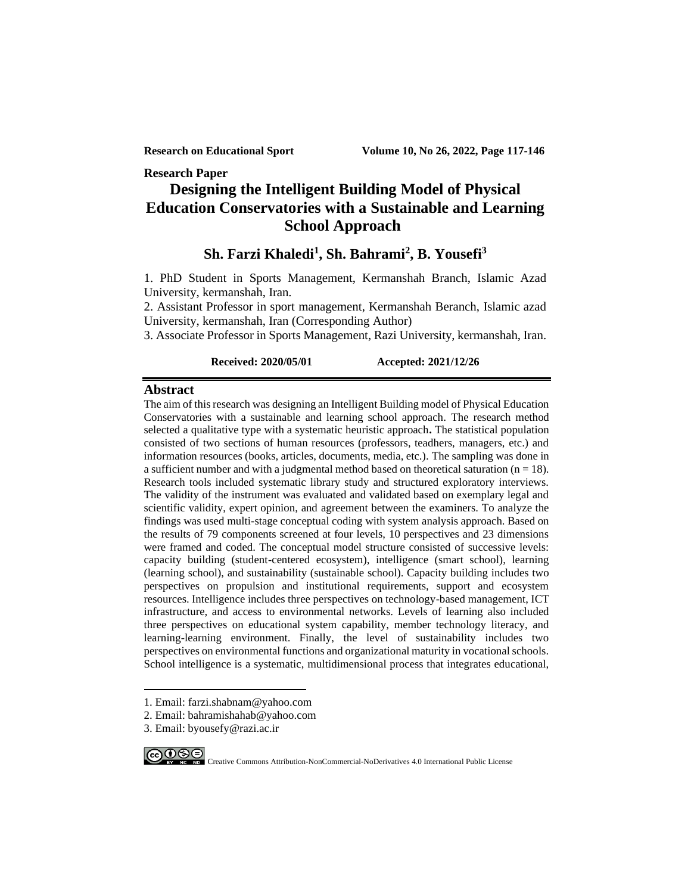**Research Paper**

# Designing the Intelligent Building Model of Physical Education Conservatories with a Sustainable and Learning School Approach

## Sh. Farzi Khaledi[1], Sh. Bahrami[2], B. Yousefi[3]

1. PhD Student in Sports Management, Kermanshah Branch, Islamic Azad University, kermanshah, Iran.
2. Assistant Professor in sport management, Kermanshah Beranch, Islamic azad University, kermanshah, Iran (Corresponding Author)
3. Associate Professor in Sports Management, Razi University, kermanshah, Iran.

**Received: 2020/05/01 Accepted: 2021/12/26**

## Abstract

The aim of this research was designing an Intelligent Building model of Physical Education Conservatories with a sustainable and learning school approach. The research method selected a qualitative type with a systematic heuristic approach**.** The statistical population consisted of two sections of human resources (professors, teadhers, managers, etc.) and information resources (books, articles, documents, media, etc.). The sampling was done in a sufficient number and with a judgmental method based on theoretical saturation (n = 18). Research tools included systematic library study and structured exploratory interviews. The validity of the instrument was evaluated and validated based on exemplary legal and scientific validity, expert opinion, and agreement between the examiners. To analyze the findings was used multi-stage conceptual coding with system analysis approach. Based on the results of 79 components screened at four levels, 10 perspectives and 23 dimensions were framed and coded. The conceptual model structure consisted of successive levels: capacity building (student-centered ecosystem), intelligence (smart school), learning (learning school), and sustainability (sustainable school). Capacity building includes two perspectives on propulsion and institutional requirements, support and ecosystem resources. Intelligence includes three perspectives on technology-based management, ICT infrastructure, and access to environmental networks. Levels of learning also included three perspectives on educational system capability, member technology literacy, and learning-learning environment. Finally, the level of sustainability includes two perspectives on environmental functions and organizational maturity in vocational schools. School intelligence is a systematic, multidimensional process that integrates educational,

1. Email: farzi.shabnam@yahoo.com
2. Email: bahramishahab@yahoo.com
3. Email: byousefy@razi.ac.ir

Creative Commons Attribution-NonCommercial-NoDerivatives 4.0 International Public License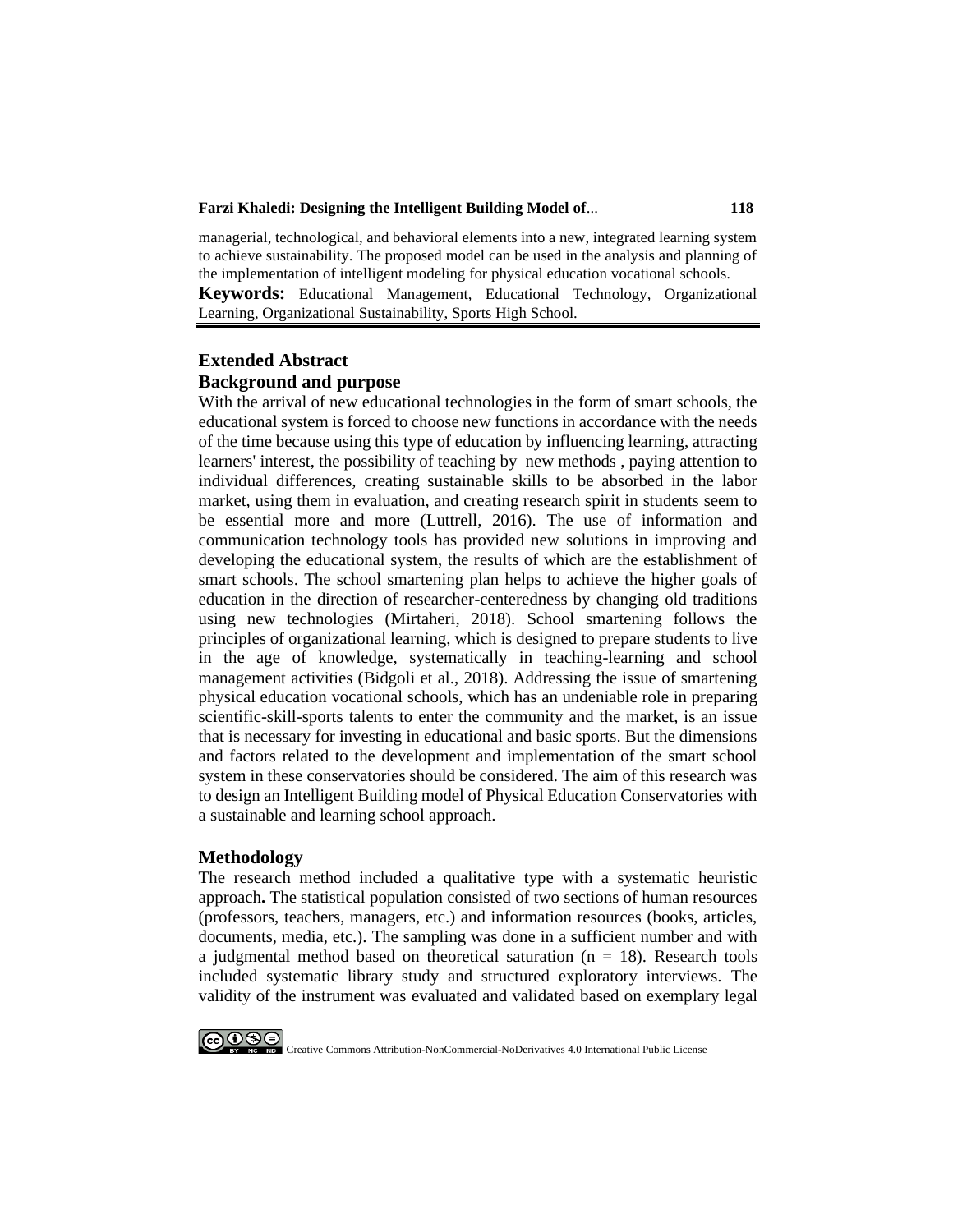managerial, technological, and behavioral elements into a new, integrated learning system to achieve sustainability. The proposed model can be used in the analysis and planning of the implementation of intelligent modeling for physical education vocational schools.

**Keywords:** Educational Management, Educational Technology, Organizational Learning, Organizational Sustainability, Sports High School.

## Extended Abstract

### Background and purpose

With the arrival of new educational technologies in the form of smart schools, the educational system is forced to choose new functions in accordance with the needs of the time because using this type of education by influencing learning, attracting learners' interest, the possibility of teaching by new methods , paying attention to individual differences, creating sustainable skills to be absorbed in the labor market, using them in evaluation, and creating research spirit in students seem to be essential more and more (Luttrell, 2016). The use of information and communication technology tools has provided new solutions in improving and developing the educational system, the results of which are the establishment of smart schools. The school smartening plan helps to achieve the higher goals of education in the direction of researcher-centeredness by changing old traditions using new technologies (Mirtaheri, 2018). School smartening follows the principles of organizational learning, which is designed to prepare students to live in the age of knowledge, systematically in teaching-learning and school management activities (Bidgoli et al., 2018). Addressing the issue of smartening physical education vocational schools, which has an undeniable role in preparing scientific-skill-sports talents to enter the community and the market, is an issue that is necessary for investing in educational and basic sports. But the dimensions and factors related to the development and implementation of the smart school system in these conservatories should be considered. The aim of this research was to design an Intelligent Building model of Physical Education Conservatories with a sustainable and learning school approach.

### Methodology

The research method included a qualitative type with a systematic heuristic approach**.** The statistical population consisted of two sections of human resources (professors, teachers, managers, etc.) and information resources (books, articles, documents, media, etc.). The sampling was done in a sufficient number and with a judgmental method based on theoretical saturation (n = 18). Research tools included systematic library study and structured exploratory interviews. The validity of the instrument was evaluated and validated based on exemplary legal

Creative Commons Attribution-NonCommercial-NoDerivatives 4.0 International Public License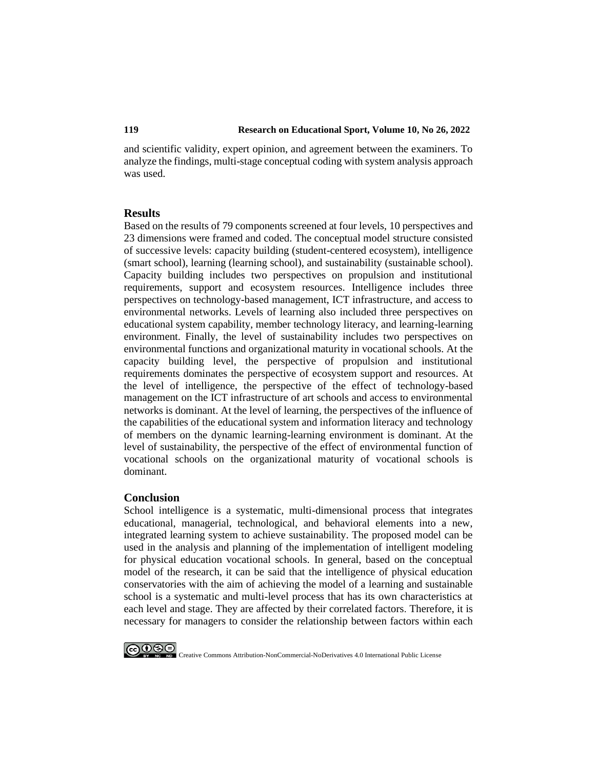and scientific validity, expert opinion, and agreement between the examiners. To analyze the findings, multi-stage conceptual coding with system analysis approach was used.

## Results

Based on the results of 79 components screened at four levels, 10 perspectives and 23 dimensions were framed and coded. The conceptual model structure consisted of successive levels: capacity building (student-centered ecosystem), intelligence (smart school), learning (learning school), and sustainability (sustainable school). Capacity building includes two perspectives on propulsion and institutional requirements, support and ecosystem resources. Intelligence includes three perspectives on technology-based management, ICT infrastructure, and access to environmental networks. Levels of learning also included three perspectives on educational system capability, member technology literacy, and learning-learning environment. Finally, the level of sustainability includes two perspectives on environmental functions and organizational maturity in vocational schools. At the capacity building level, the perspective of propulsion and institutional requirements dominates the perspective of ecosystem support and resources. At the level of intelligence, the perspective of the effect of technology-based management on the ICT infrastructure of art schools and access to environmental networks is dominant. At the level of learning, the perspectives of the influence of the capabilities of the educational system and information literacy and technology of members on the dynamic learning-learning environment is dominant. At the level of sustainability, the perspective of the effect of environmental function of vocational schools on the organizational maturity of vocational schools is dominant.

## Conclusion

School intelligence is a systematic, multi-dimensional process that integrates educational, managerial, technological, and behavioral elements into a new, integrated learning system to achieve sustainability. The proposed model can be used in the analysis and planning of the implementation of intelligent modeling for physical education vocational schools. In general, based on the conceptual model of the research, it can be said that the intelligence of physical education conservatories with the aim of achieving the model of a learning and sustainable school is a systematic and multi-level process that has its own characteristics at each level and stage. They are affected by their correlated factors. Therefore, it is necessary for managers to consider the relationship between factors within each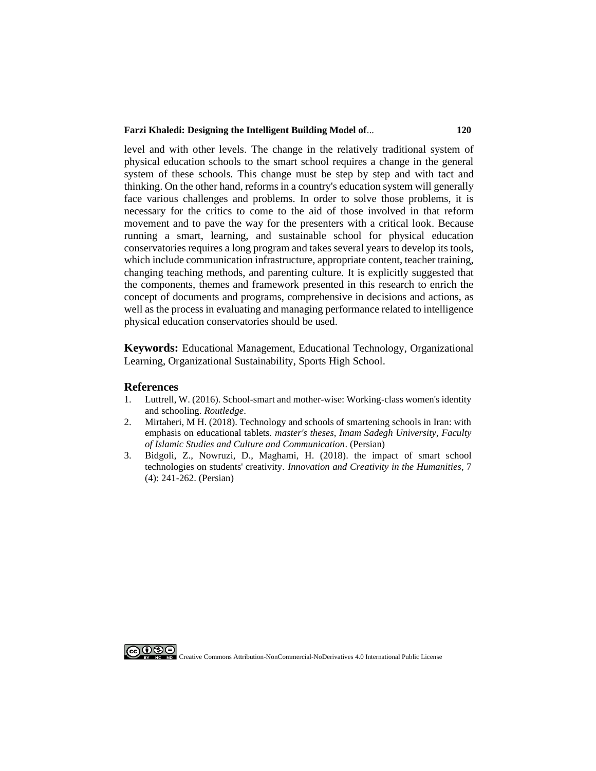level and with other levels. The change in the relatively traditional system of physical education schools to the smart school requires a change in the general system of these schools. This change must be step by step and with tact and thinking. On the other hand, reforms in a country's education system will generally face various challenges and problems. In order to solve those problems, it is necessary for the critics to come to the aid of those involved in that reform movement and to pave the way for the presenters with a critical look. Because running a smart, learning, and sustainable school for physical education conservatories requires a long program and takes several years to develop its tools, which include communication infrastructure, appropriate content, teacher training, changing teaching methods, and parenting culture. It is explicitly suggested that the components, themes and framework presented in this research to enrich the concept of documents and programs, comprehensive in decisions and actions, as well as the process in evaluating and managing performance related to intelligence physical education conservatories should be used.

**Keywords:** Educational Management, Educational Technology, Organizational Learning, Organizational Sustainability, Sports High School.

## References

1. Luttrell, W. (2016). School-smart and mother-wise: Working-class women's identity and schooling. *Routledge*.
2. Mirtaheri, M H. (2018). Technology and schools of smartening schools in Iran: with emphasis on educational tablets. *master's theses, Imam Sadegh University, Faculty of Islamic Studies and Culture and Communication*. (Persian)
3. Bidgoli, Z., Nowruzi, D., Maghami, H. (2018). the impact of smart school technologies on students' creativity. *Innovation and Creativity in the Humanities*, 7 (4): 241-262. (Persian)

Creative Commons Attribution-NonCommercial-NoDerivatives 4.0 International Public License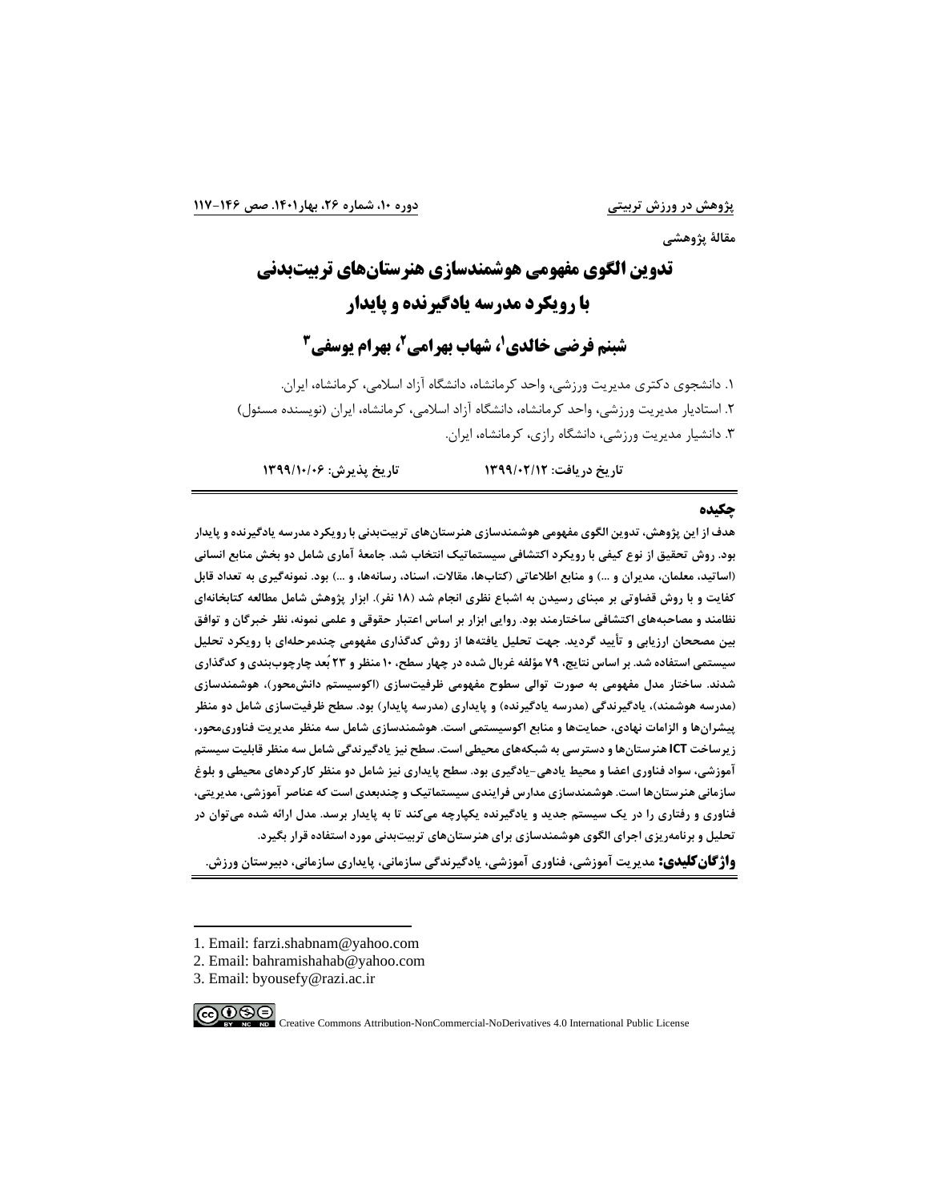مقالهٔ پژوهشی

# تدوین الگوی مفهومی هوشمندسازی هنرستان‌های تربیت‌بدنی با رویکرد مدرسه یادگیرنده و پایدار

## شبنم فرضی خالدی[1]، شهاب بهرامی[2]، بهرام یوسفی[3]

۱. دانشجوی دکتری مدیریت ورزشی، واحد کرمانشاه، دانشگاه آزاد اسلامی، کرمانشاه، ایران.
۲. استادیار مدیریت ورزشی، واحد کرمانشاه، دانشگاه آزاد اسلامی، کرمانشاه، ایران (نویسنده مسئول)
۳. دانشیار مدیریت ورزشی، دانشگاه رازی، کرمانشاه، ایران.

**تاریخ دریافت: ۱۳۹۹/۰۲/۱۲** **تاریخ پذیرش: ۱۳۹۹/۱۰/۰۶**

### چکیده

**هدف از این پژوهش، تدوین الگوی مفهومی هوشمندسازی هنرستان‌های تربیت‌بدنی با رویکرد مدرسه یادگیرنده و پایدار بود. روش تحقیق از نوع کیفی با رویکرد اکتشافی سیستماتیک انتخاب شد. جامعهٔ آماری شامل دو بخش منابع انسانی (اساتید، معلمان، مدیران و ...) و منابع اطلاعاتی (کتاب‌ها، مقالات، اسناد، رسانه‌ها، و ...) بود. نمونه‌گیری به تعداد قابل کفایت و با روش قضاوتی بر مبنای رسیدن به اشباع نظری انجام شد (۱۸ نفر). ابزار پژوهش شامل مطالعه کتابخانه‌ای نظامند و مصاحبه‌های اکتشافی ساختارمند بود. روایی ابزار بر اساس اعتبار حقوقی و علمی نمونه، نظر خبرگان و توافق بین مصححان ارزیابی و تأیید گردید. جهت تحلیل یافته‌ها از روش کدگذاری مفهومی چندمرحله‌ای با رویکرد تحلیل سیستمی استفاده شد. بر اساس نتایج، ۷۹ مؤلفه غربال شده در چهار سطح، ۱۰ منظر و ۲۳ بُعد چارچوب‌بندی و کدگذاری شدند. ساختار مدل مفهومی به صورت توالی سطوح مفهومی ظرفیت‌سازی (اکوسیستم دانش‌محور)، هوشمندسازی (مدرسه هوشمند)، یادگیرندگی (مدرسه یادگیرنده) و پایداری (مدرسه پایدار) بود. سطح ظرفیت‌سازی شامل دو منظر پیشران‌ها و الزامات نهادی، حمایت‌ها و منابع اکوسیستمی است. هوشمندسازی شامل سه منظر مدیریت فناوری‌محور، زیرساخت ICT هنرستان‌ها و دسترسی به شبکه‌های محیطی است. سطح نیز یادگیرندگی شامل سه منظر قابلیت سیستم آموزشی، سواد فناوری اعضا و محیط یادهی-یادگیری بود. سطح پایداری نیز شامل دو منظر کارکردهای محیطی و بلوغ سازمانی هنرستان‌ها است. هوشمندسازی مدارس فرایندی سیستماتیک و چندبعدی است که عناصر آموزشی، مدیریتی، فناوری و رفتاری را در یک سیستم جدید و یادگیرنده یکپارچه می‌کند تا به پایدار برسد. مدل ارائه شده می‌توان در تحلیل و برنامه‌ریزی اجرای الگوی هوشمندسازی برای هنرستان‌های تربیت‌بدنی مورد استفاده قرار بگیرد.**

**واژگان‌کلیدی:** مدیریت آموزشی، فناوری آموزشی، یادگیرندگی سازمانی، پایداری سازمانی، دبیرستان ورزش.

---

1. Email: farzi.shabnam@yahoo.com
2. Email: bahramishahab@yahoo.com
3. Email: byousefy@razi.ac.ir

Creative Commons Attribution-NonCommercial-NoDerivatives 4.0 International Public License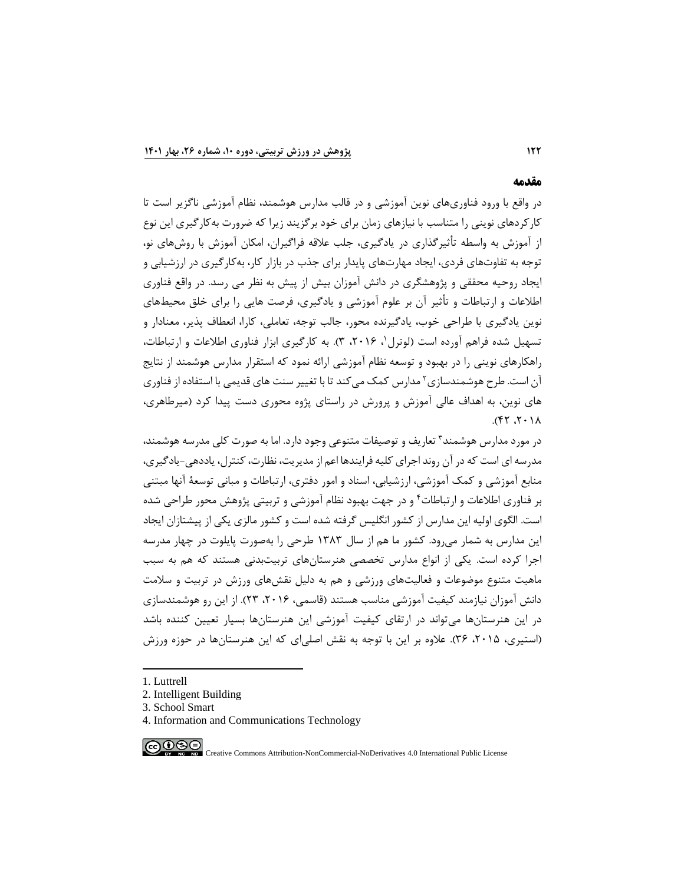## مقدمه

در واقع با ورود فناوری‌های نوین آموزشی و در قالب مدارس هوشمند، نظام آموزشی ناگزیر است تا کارکردهای نوینی را متناسب با نیازهای زمان برای خود برگزیند زیرا که ضرورت به‌کارگیری این نوع از آموزش به واسطه تأثیرگذاری در یادگیری، جلب علاقه فراگیران، امکان آموزش با روش‌های نو، توجه به تفاوت‌های فردی، ایجاد مهارت‌های پایدار برای جذب در بازار کار، به‌کارگیری در ارزشیابی و ایجاد روحیه محققی و پژوهشگری در دانش آموزان بیش از پیش به نظر می رسد. در واقع فناوری اطلاعات و ارتباطات و تأثیر آن بر علوم آموزشی و یادگیری، فرصت هایی را برای خلق محیط‌های نوین یادگیری با طراحی خوب، یادگیرنده محور، جالب توجه، تعاملی، کارا، انعطاف پذیر، معنادار و تسهیل شده فراهم آورده است (لوترل[1]، ۲۰۱۶، ۳). به کارگیری ابزار فناوری اطلاعات و ارتباطات، راهکارهای نوینی را در بهبود و توسعه نظام آموزشی ارائه نمود که استقرار مدارس هوشمند از نتایج آن است. طرح هوشمندسازی[2] مدارس کمک می‌کند تا با تغییر سنت های قدیمی با استفاده از فناوری های نوین، به اهداف عالی آموزش و پرورش در راستای پژوه محوری دست پیدا کرد (میرطاهری، ۲۰۱۸، ۴۲).

در مورد مدارس هوشمند[3] تعاریف و توصیفات متنوعی وجود دارد. اما به صورت کلی مدرسه هوشمند، مدرسه ای است که در آن روند اجرای کلیه فرایندها اعم از مدیریت، نظارت، کنترل، یاددهی-یادگیری، منابع آموزشی و کمک آموزشی، ارزشیابی، اسناد و امور دفتری، ارتباطات و مبانی توسعهٔ آنها مبتنی بر فناوری اطلاعات و ارتباطات[4] و در جهت بهبود نظام آموزشی و تربیتی پژوهش محور طراحی شده است. الگوی اولیه این مدارس از کشور انگلیس گرفته شده است و کشور مالزی یکی از پیشتازان ایجاد این مدارس به شمار می‌رود. کشور ما هم از سال ۱۳۸۳ طرحی را به‌صورت پایلوت در چهار مدرسه اجرا کرده است. یکی از انواع مدارس تخصصی هنرستان‌های تربیت‌بدنی هستند که هم به سبب ماهیت متنوع موضوعات و فعالیت‌های ورزشی و هم به دلیل نقش‌های ورزش در تربیت و سلامت دانش آموزان نیازمند کیفیت آموزشی مناسب هستند (قاسمی، ۲۰۱۶، ۲۳). از این رو هوشمندسازی در این هنرستان‌ها می‌تواند در ارتقای کیفیت آموزشی این هنرستان‌ها بسیار تعیین کننده باشد (استیری، ۲۰۱۵، ۳۶). علاوه بر این با توجه به نقش اصلی‌ای که این هنرستان‌ها در حوزه ورزش

---

1. Luttrell
2. Intelligent Building
3. School Smart
4. Information and Communications Technology

Creative Commons Attribution-NonCommercial-NoDerivatives 4.0 International Public License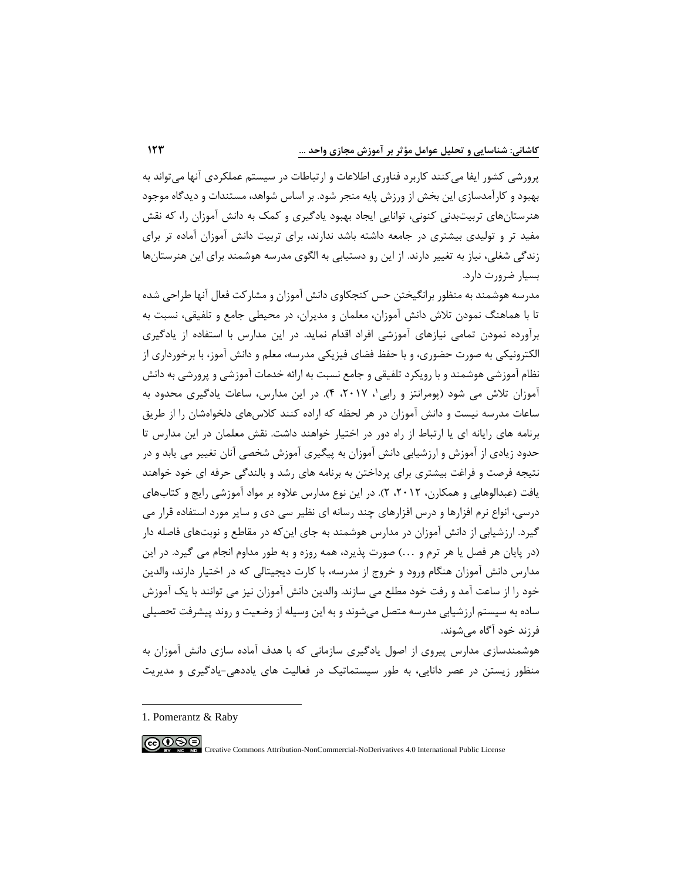پرورشی کشور ایفا می‌کنند کاربرد فناوری اطلاعات و ارتباطات در سیستم عملکردی آنها می‌تواند به بهبود و کارآمدسازی این بخش از ورزش پایه منجر شود. بر اساس شواهد، مستندات و دیدگاه موجود هنرستان‌های تربیت‌بدنی کنونی، توانایی ایجاد بهبود یادگیری و کمک به دانش آموزان را، که نقش مفید تر و تولیدی بیشتری در جامعه داشته باشد ندارند، برای تربیت دانش آموزان آماده تر برای زندگی شغلی، نیاز به تغییر دارند. از این رو دستیابی به الگوی مدرسه هوشمند برای این هنرستان‌ها بسیار ضرورت دارد.

مدرسه هوشمند به منظور برانگیختن حس کنجکاوی دانش آموزان و مشارکت فعال آنها طراحی شده تا با هماهنگ نمودن تلاش دانش آموزان، معلمان و مدیران، در محیطی جامع و تلفیقی، نسبت به برآورده نمودن تمامی نیازهای آموزشی افراد اقدام نماید. در این مدارس با استفاده از یادگیری الکترونیکی به صورت حضوری، و با حفظ فضای فیزیکی مدرسه، معلم و دانش آموز، با برخورداری از نظام آموزشی هوشمند و با رویکرد تلفیقی و جامع نسبت به ارائه خدمات آموزشی و پرورشی به دانش آموزان تلاش می شود (پومرانتز و رابی[1]، ۲۰۱۷، ۴). در این مدارس، ساعات یادگیری محدود به ساعات مدرسه نیست و دانش آموزان در هر لحظه که اراده کنند کلاس‌های دلخواه‌شان را از طریق برنامه های رایانه ای یا ارتباط از راه دور در اختیار خواهند داشت. نقش معلمان در این مدارس تا حدود زیادی از آموزش و ارزشیابی دانش آموزان به پیگیری آموزش شخصی آنان تغییر می یابد و در نتیجه فرصت و فراغت بیشتری برای پرداختن به برنامه های رشد و بالندگی حرفه ای خود خواهند یافت (عبدالوهابی و همکارن، ۲۰۱۲، ۲). در این نوع مدارس علاوه بر مواد آموزشی رایج و کتاب‌های درسی، انواع نرم افزارها و درس افزارهای چند رسانه ای نظیر سی دی و سایر مورد استفاده قرار می گیرد. ارزشیابی از دانش آموزان در مدارس هوشمند به جای این‌که در مقاطع و نوبت‌های فاصله دار (در پایان هر فصل یا هر ترم و ...) صورت پذیرد، همه روزه و به طور مداوم انجام می گیرد. در این مدارس دانش آموزان هنگام ورود و خروج از مدرسه، با کارت دیجیتالی که در اختیار دارند، والدین خود را از ساعت آمد و رفت خود مطلع می سازند. والدین دانش آموزان نیز می توانند با یک آموزش ساده به سیستم ارزشیابی مدرسه متصل می‌شوند و به این وسیله از وضعیت و روند پیشرفت تحصیلی فرزند خود آگاه می‌شوند.

هوشمندسازی مدارس پیروی از اصول یادگیری سازمانی که با هدف آماده سازی دانش آموزان به منظور زیستن در عصر دانایی، به طور سیستماتیک در فعالیت های یاددهی-یادگیری و مدیریت

---

1. Pomerantz & Raby

Creative Commons Attribution-NonCommercial-NoDerivatives 4.0 International Public License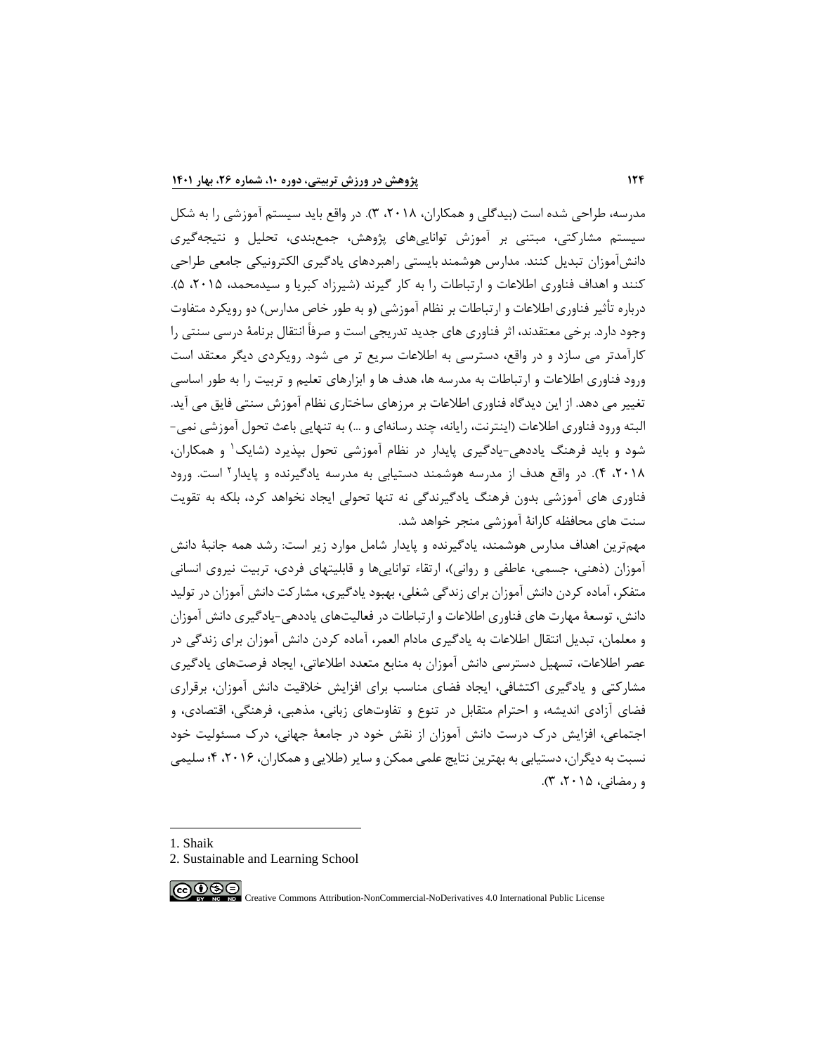مدرسه، طراحی شده است (بیدگلی و همکاران، ۲۰۱۸، ۳). در واقع باید سیستم آموزشی را به شکل سیستم مشارکتی، مبتنی بر آموزش توانایی‌های پژوهش، جمع‌بندی، تحلیل و نتیجه‌گیری دانش‌آموزان تبدیل کنند. مدارس هوشمند بایستی راهبردهای یادگیری الکترونیکی جامعی طراحی کنند و اهداف فناوری اطلاعات و ارتباطات را به کار گیرند (شیرزاد کبریا و سیدمحمد، ۲۰۱۵، ۵). درباره تأثیر فناوری اطلاعات و ارتباطات بر نظام آموزشی (و به طور خاص مدارس) دو رویکرد متفاوت وجود دارد. برخی معتقدند، اثر فناوری های جدید تدریجی است و صرفاً انتقال برنامهٔ درسی سنتی را کارآمدتر می سازد و در واقع، دسترسی به اطلاعات سریع تر می شود. رویکردی دیگر معتقد است ورود فناوری اطلاعات و ارتباطات به مدرسه ها، هدف ها و ابزارهای تعلیم و تربیت را به طور اساسی تغییر می دهد. از این دیدگاه فناوری اطلاعات بر مرزهای ساختاری نظام آموزش سنتی فایق می آید. البته ورود فناوری اطلاعات (اینترنت، رایانه، چند رسانه‌ای و ...) به تنهایی باعث تحول آموزشی نمی-شود و باید فرهنگ یاددهی-یادگیری پایدار در نظام آموزشی تحول بپذیرد (شایک[1] و همکاران، ۲۰۱۸، ۴). در واقع هدف از مدرسه هوشمند دستیابی به مدرسه یادگیرنده و پایدار[2] است. ورود فناوری های آموزشی بدون فرهنگ یادگیرندگی نه تنها تحولی ایجاد نخواهد کرد، بلکه به تقویت سنت های محافظه کارانهٔ آموزشی منجر خواهد شد.

مهم‌ترین اهداف مدارس هوشمند، یادگیرنده و پایدار شامل موارد زیر است: رشد همه جانبهٔ دانش آموزان (ذهنی، جسمی، عاطفی و روانی)، ارتقاء توانایی‌ها و قابلیتهای فردی، تربیت نیروی انسانی متفکر، آماده کردن دانش آموزان برای زندگی شغلی، بهبود یادگیری، مشارکت دانش آموزان در تولید دانش، توسعهٔ مهارت های فناوری اطلاعات و ارتباطات در فعالیت‌های یاددهی-یادگیری دانش آموزان و معلمان، تبدیل انتقال اطلاعات به یادگیری مادام العمر، آماده کردن دانش آموزان برای زندگی در عصر اطلاعات، تسهیل دسترسی دانش آموزان به منابع متعدد اطلاعاتی، ایجاد فرصت‌های یادگیری مشارکتی و یادگیری اکتشافی، ایجاد فضای مناسب برای افزایش خلاقیت دانش آموزان، برقراری فضای آزادی اندیشه، و احترام متقابل در تنوع و تفاوت‌های زبانی، مذهبی، فرهنگی، اقتصادی، و اجتماعی، افزایش درک درست دانش آموزان از نقش خود در جامعهٔ جهانی، درک مسئولیت خود نسبت به دیگران، دستیابی به بهترین نتایج علمی ممکن و سایر (طلایی و همکاران، ۲۰۱۶، ۴؛ سلیمی و رمضانی، ۲۰۱۵، ۳).

---

1. Shaik
2. Sustainable and Learning School

Creative Commons Attribution-NonCommercial-NoDerivatives 4.0 International Public License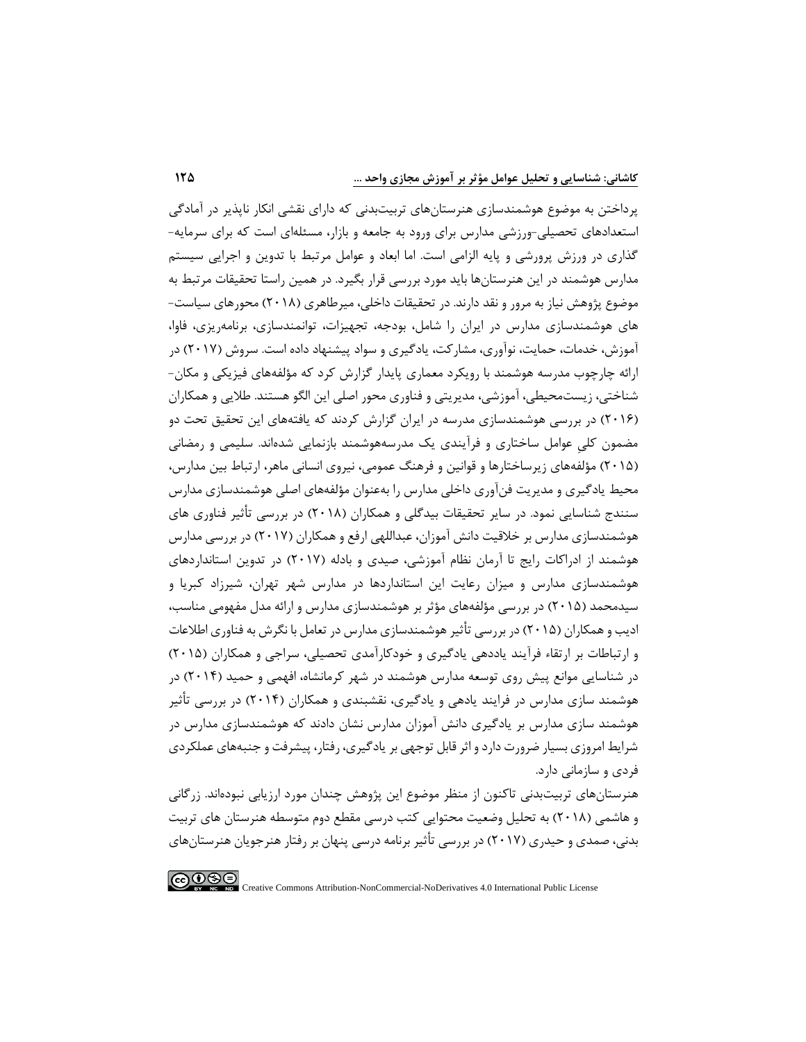پرداختن به موضوع هوشمندسازی هنرستان‌های تربیت‌بدنی که دارای نقشی انکار ناپذیر در آمادگی استعدادهای تحصیلی-ورزشی مدارس برای ورود به جامعه و بازار، مسئله‌ای است که برای سرمایه-گذاری در ورزش پرورشی و پایه الزامی است. اما ابعاد و عوامل مرتبط با تدوین و اجرایی سیستم مدارس هوشمند در این هنرستان‌ها باید مورد بررسی قرار بگیرد. در همین راستا تحقیقات مرتبط به موضوع پژوهش نیاز به مرور و نقد دارند. در تحقیقات داخلی، میرطاهری (۲۰۱۸) محورهای سیاست-های هوشمندسازی مدارس در ایران را شامل، بودجه، تجهیزات، توانمندسازی، برنامه‌ریزی، فاوا، آموزش، خدمات، حمایت، نوآوری، مشارکت، یادگیری و سواد پیشنهاد داده است. سروش (۲۰۱۷) در ارائه چارچوب مدرسه هوشمند با رویکرد معماری پایدار گزارش کرد که مؤلفه‌های فیزیکی و مکان-شناختی، زیست‌محیطی، آموزشی، مدیریتی و فناوری محور اصلی این الگو هستند. طلایی و همکاران (۲۰۱۶) در بررسی هوشمندسازی مدرسه در ایران گزارش کردند که یافته‌های این تحقیق تحت دو مضمون کلیِ عوامل ساختاری و فرآیندی یک مدرسه‌هوشمند بازنمایی شده‌اند. سلیمی و رمضانی (۲۰۱۵) مؤلفه‌های زیرساختارها و قوانین و فرهنگ عمومی، نیروی انسانی ماهر، ارتباط بین مدارس، محیط یادگیری و مدیریت فن‌آوری داخلی مدارس را به‌عنوان مؤلفه‌های اصلی هوشمندسازی مدارس سنندج شناسایی نمود. در سایر تحقیقات بیدگلی و همکاران (۲۰۱۸) در بررسی تأثیر فناوری های هوشمندسازی مدارس بر خلاقیت دانش آموزان، عبداللهی ارفع و همکاران (۲۰۱۷) در بررسی مدارس هوشمند از ادراکات رایج تا آرمان نظام آموزشی، صیدی و بادله (۲۰۱۷) در تدوین استانداردهای هوشمندسازی مدارس و میزان رعایت این استانداردها در مدارس شهر تهران، شیرزاد کبریا و سیدمحمد (۲۰۱۵) در بررسی مؤلفه‌های مؤثر بر هوشمندسازی مدارس و ارائه مدل مفهومی مناسب، ادیب و همکاران (۲۰۱۵) در بررسی تأثیر هوشمندسازی مدارس در تعامل با نگرش به فناوری اطلاعات و ارتباطات بر ارتقاء فرآیند یاددهی یادگیری و خودکارآمدی تحصیلی، سراجی و همکاران (۲۰۱۵) در شناسایی موانع پیش روی توسعه مدارس هوشمند در شهر کرمانشاه، افهمی و حمید (۲۰۱۴) در هوشمند سازی مدارس در فرایند یادهی و یادگیری، نقشبندی و همکاران (۲۰۱۴) در بررسی تأثیر هوشمند سازی مدارس بر یادگیری دانش آموزان مدارس نشان دادند که هوشمندسازی مدارس در شرایط امروزی بسیار ضرورت دارد و اثر قابل توجهی بر یادگیری، رفتار، پیشرفت و جنبه‌های عملکردی فردی و سازمانی دارد.

هنرستان‌های تربیت‌بدنی تاکنون از منظر موضوع این پژوهش چندان مورد ارزیابی نبوده‌اند. زرگانی و هاشمی (۲۰۱۸) به تحلیل وضعیت محتوایی کتب درسی مقطع دوم متوسطه هنرستان های تربیت بدنی، صمدی و حیدری (۲۰۱۷) در بررسی تأثیر برنامه درسی پنهان بر رفتار هنرجویان هنرستان‌های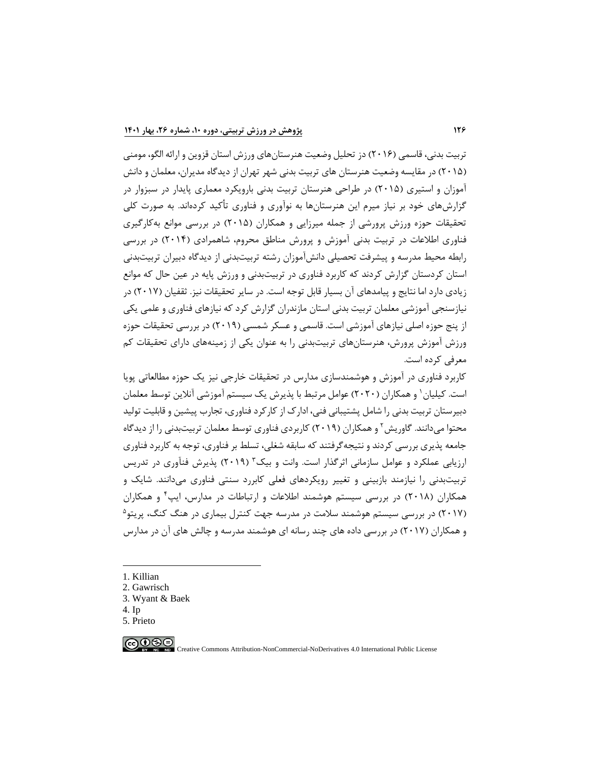تربیت بدنی، قاسمی (۲۰۱۶) دز تحلیل وضعیت هنرستان‌های ورزش استان قزوین و ارائه الگو، مومنی (۲۰۱۵) در مقایسه وضعیت هنرستان های تربیت بدنی شهر تهران از دیدگاه مدیران، معلمان و دانش آموزان و استیری (۲۰۱۵) در طراحی هنرستان تربیت بدنی بارویکرد معماری پایدار در سبزوار در گزارش‌های خود بر نیاز میرم این هنرستان‌ها به نوآوری و فناوری تأکید کرده‌اند. به صورت کلی تحقیقات حوزه ورزش پرورشی از جمله میرزایی و همکاران (۲۰۱۵) در بررسی موانع به‌کارگیری فناوری اطلاعات در تربیت بدنی آموزش و پرورش مناطق محروم، شاهمرادی (۲۰۱۴) در بررسی رابطه محیط مدرسه و پیشرفت تحصیلی دانش‌آموزان رشته تربیت‌بدنی از دیدگاه دبیران تربیت‌بدنی استان کردستان گزارش کردند که کاربرد فناوری در تربیت‌بدنی و ورزش پایه در عین حال که موانع زیادی دارد اما نتایج و پیامدهای آن بسیار قابل توجه است. در سایر تحقیقات نیز. ثقفیان (۲۰۱۷) در نیازسنجی آموزشی معلمان تربیت بدنی استان مازندران گزارش کرد که نیازهای فناوری و علمی یکی از پنج حوزه اصلی نیازهای آموزشی است. قاسمی و عسکر شمسی (۲۰۱۹) در بررسی تحقیقات حوزه ورزش آموزش پرورش، هنرستان‌های تربیت‌بدنی را به عنوان یکی از زمینه‌های دارای تحقیقات کم معرفی کرده است.

کاربرد فناوری در آموزش و هوشمندسازی مدارس در تحقیقات خارجی نیز یک حوزه مطالعاتی پویا است. کیلیان[1] و همکاران (۲۰۲۰) عوامل مرتبط با پذیرش یک سیستم آموزشی آنلاین توسط معلمان دبیرستان تربیت بدنی را شامل پشتیبانی فنی، ادارک از کارکرد فناوری، تجارب پیشین و قابلیت تولید محتوا می‌دانند. گاوریش[2] و همکاران (۲۰۱۹) کاربردی فناوری توسط معلمان تربیت‌بدنی را از دیدگاه جامعه پذیری بررسی کردند و نتیجه‌گرفتند که سابقه شغلی، تسلط بر فناوری، توجه به کاربرد فناوری ارزیابی عملکرد و عوامل سازمانی اثرگذار است. وانت و بیک[3] (۲۰۱۹) پذیرش فنآوری در تدریس تربیت‌بدنی را نیازمند بازبینی و تغییر رویکردهای فعلی کابرد سنتی فناوری می‌دانند. شایک و همکاران (۲۰۱۸) در بررسی سیستم هوشمند اطلاعات و ارتباطات در مدارس، ایپ[4] و همکاران (۲۰۱۷) در بررسی سیستم هوشمند سلامت در مدرسه جهت کنترل بیماری در هنگ کنگ، پریتو[5] و همکاران (۲۰۱۷) در بررسی داده های چند رسانه ای هوشمند مدرسه و چالش های آن در مدارس

---

1. Killian
2. Gawrisch
3. Wyant & Baek
4. Ip
5. Prieto

Creative Commons Attribution-NonCommercial-NoDerivatives 4.0 International Public License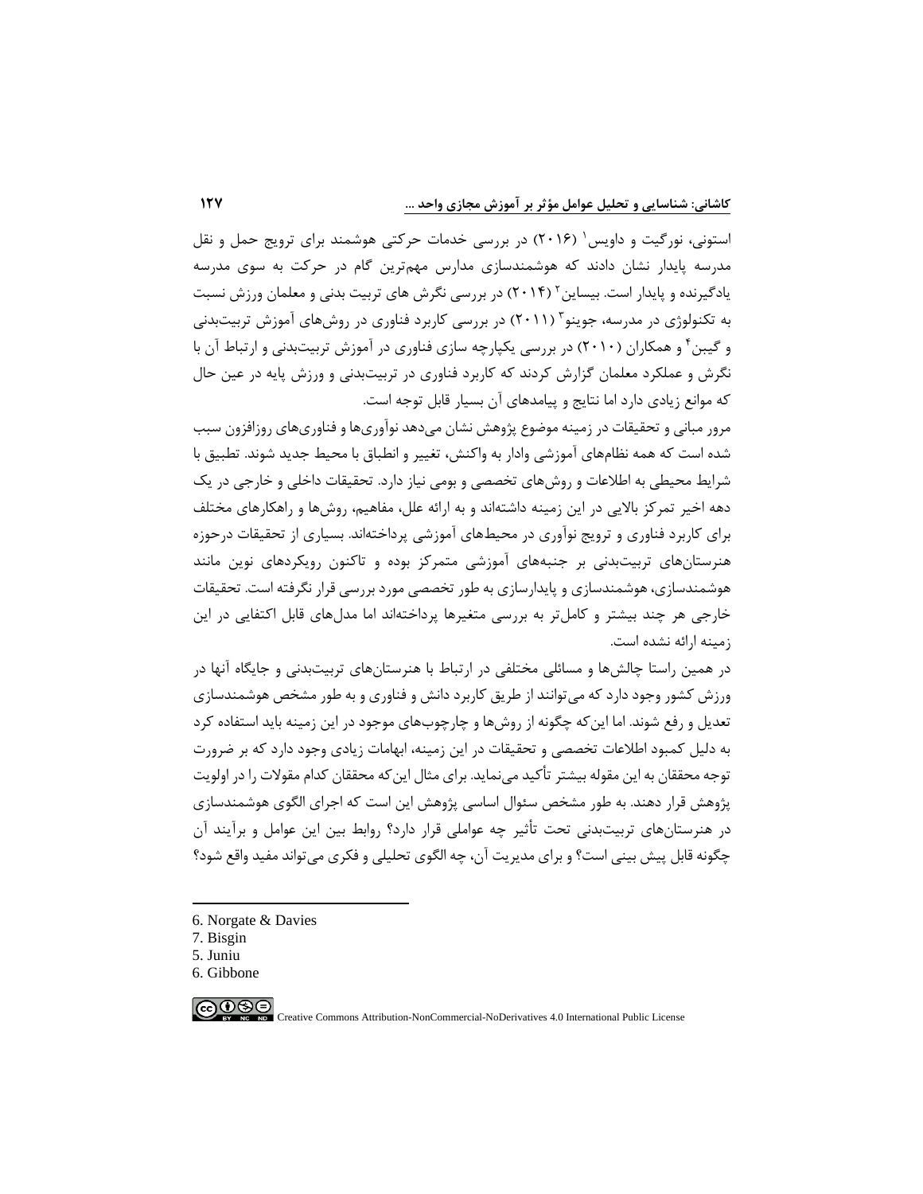استونی، نورگیت و داویس[1] (۲۰۱۶) در بررسی خدمات حرکتی هوشمند برای ترویج حمل و نقل مدرسه پایدار نشان دادند که هوشمندسازی مدارس مهم‌ترین گام در حرکت به سوی مدرسه یادگیرنده و پایدار است. بیساین[2] (۲۰۱۴) در بررسی نگرش های تربیت بدنی و معلمان ورزش نسبت به تکنولوژی در مدرسه، جوینو[3] (۲۰۱۱) در بررسی کاربرد فناوری در روش‌های آموزش تربیت‌بدنی و گیبن[4] و همکاران (۲۰۱۰) در بررسی یکپارچه سازی فناوری در آموزش تربیت‌بدنی و ارتباط آن با نگرش و عملکرد معلمان گزارش کردند که کاربرد فناوری در تربیت‌بدنی و ورزش پایه در عین حال که موانع زیادی دارد اما نتایج و پیامدهای آن بسیار قابل توجه است.

مرور مبانی و تحقیقات در زمینه موضوع پژوهش نشان می‌دهد نوآوری‌ها و فناوری‌های روزافزون سبب شده است که همه نظام‌های آموزشی وادار به واکنش، تغییر و انطباق با محیط جدید شوند. تطبیق با شرایط محیطی به اطلاعات و روش‌های تخصصی و بومی نیاز دارد. تحقیقات داخلی و خارجی در یک دهه اخیر تمرکز بالایی در این زمینه داشته‌اند و به ارائه علل، مفاهیم، روش‌ها و راهکارهای مختلف برای کاربرد فناوری و ترویج نوآوری در محیط‌های آموزشی پرداخته‌اند. بسیاری از تحقیقات درحوزه هنرستان‌های تربیت‌بدنی بر جنبه‌های آموزشی متمرکز بوده و تاکنون رویکردهای نوین مانند هوشمندسازی، هوشمندسازی و پایدارسازی به طور تخصصی مورد بررسی قرار نگرفته است. تحقیقات خارجی هر چند بیشتر و کامل‌تر به بررسی متغیرها پرداخته‌اند اما مدل‌های قابل اکتفایی در این زمینه ارائه نشده است.

در همین راستا چالش‌ها و مسائلی مختلفی در ارتباط با هنرستان‌های تربیت‌بدنی و جایگاه آنها در ورزش کشور وجود دارد که می‌توانند از طریق کاربرد دانش و فناوری و به طور مشخص هوشمندسازی تعدیل و رفع شوند. اما این‌که چگونه از روش‌ها و چارچوب‌های موجود در این زمینه باید استفاده کرد به دلیل کمبود اطلاعات تخصصی و تحقیقات در این زمینه، ابهامات زیادی وجود دارد که بر ضرورت توجه محققان به این مقوله بیشتر تأکید می‌نماید. برای مثال این‌که محققان کدام مقولات را در اولویت پژوهش قرار دهند. به طور مشخص سئوال اساسی پژوهش این است که اجرای الگوی هوشمندسازی در هنرستان‌های تربیت‌بدنی تحت تأثیر چه عواملی قرار دارد؟ روابط بین این عوامل و برآیند آن چگونه قابل پیش بینی است؟ و برای مدیریت آن، چه الگوی تحلیلی و فکری می‌تواند مفید واقع شود؟

---

6. Norgate & Davies
7. Bisgin
5. Juniu
6. Gibbone

Creative Commons Attribution-NonCommercial-NoDerivatives 4.0 International Public License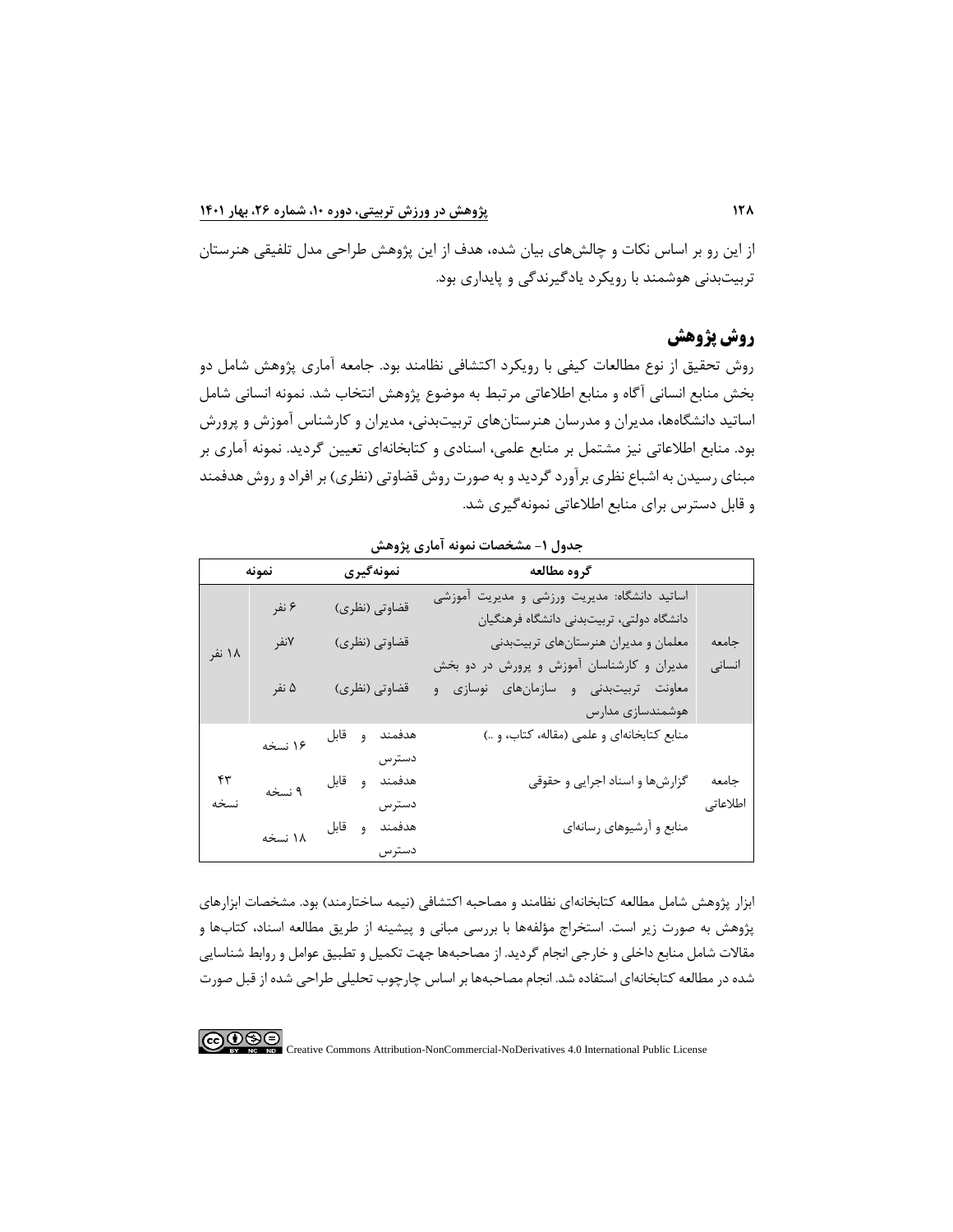از این رو بر اساس نکات و چالش‌های بیان شده، هدف از این پژوهش طراحی مدل تلفیقی هنرستان تربیت‌بدنی هوشمند با رویکرد یادگیرندگی و پایداری بود.

## روش پژوهش

روش تحقیق از نوع مطالعات کیفی با رویکرد اکتشافی نظامند بود. جامعه آماری پژوهش شامل دو بخش منابع انسانی آگاه و منابع اطلاعاتی مرتبط به موضوع پژوهش انتخاب شد. نمونه انسانی شامل اساتید دانشگاه‌ها، مدیران و مدرسان هنرستان‌های تربیت‌بدنی، مدیران و کارشناس آموزش و پرورش بود. منابع اطلاعاتی نیز مشتمل بر منابع علمی، اسنادی و کتابخانه‌ای تعیین گردید. نمونه آماری بر مبنای رسیدن به اشباع نظری برآورد گردید و به صورت روش قضاوتی (نظری) بر افراد و روش هدفمند و قابل دسترس برای منابع اطلاعاتی نمونه‌گیری شد.

**جدول ۱- مشخصات نمونه آماری پژوهش**

| گروه مطالعه | | نمونه‌گیری | نمونه | |
|---|---|---|---|---|
| جامعه انسانی | اساتید دانشگاه: مدیریت ورزشی و مدیریت آموزشی دانشگاه دولتی، تربیت‌بدنی دانشگاه فرهنگیان | قضاوتی (نظری) | ۶ نفر | ۱۸ نفر |
| | معلمان و مدیران هنرستان‌های تربیت‌بدنی | قضاوتی (نظری) | ۷نفر | |
| | مدیران و کارشناسان آموزش و پرورش در دو بخش معاونت تربیت‌بدنی و سازمان‌های نوسازی و هوشمندسازی مدارس | قضاوتی (نظری) | ۵ نفر | |
| جامعه اطلاعاتی | منابع کتابخانه‌ای و علمی (مقاله، کتاب، و ..) | هدفمند و قابل دسترس | ۱۶ نسخه | ۴۳ نسخه |
| | گزارش‌ها و اسناد اجرایی و حقوقی | هدفمند و قابل دسترس | ۹ نسخه | |
| | منابع و آرشیوهای رسانه‌ای | هدفمند و قابل دسترس | ۱۸ نسخه | |

ابزار پژوهش شامل مطالعه کتابخانه‌ای نظامند و مصاحبه اکتشافی (نیمه ساختارمند) بود. مشخصات ابزارهای پژوهش به صورت زیر است. استخراج مؤلفه‌ها با بررسی مبانی و پیشینه از طریق مطالعه اسناد، کتاب‌ها و مقالات شامل منابع داخلی و خارجی انجام گردید. از مصاحبه‌ها جهت تکمیل و تطبیق عوامل و روابط شناسایی شده در مطالعه کتابخانه‌ای استفاده شد. انجام مصاحبه‌ها بر اساس چارچوب تحلیلی طراحی شده از قبل صورت

Creative Commons Attribution-NonCommercial-NoDerivatives 4.0 International Public License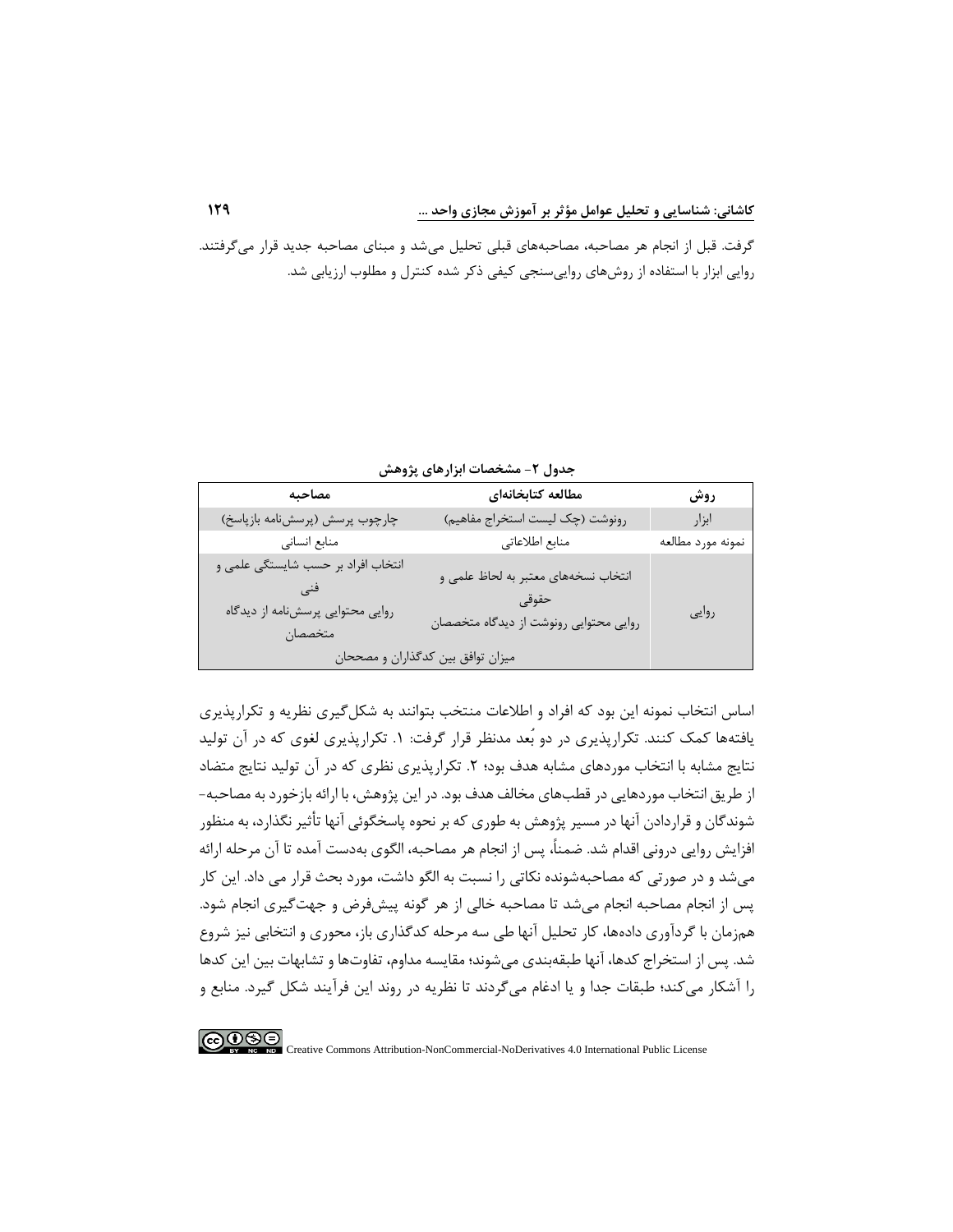گرفت. قبل از انجام هر مصاحبه، مصاحبه‌های قبلی تحلیل می‌شد و مبنای مصاحبه جدید قرار می‌گرفتند. روایی ابزار با استفاده از روش‌های روایی‌سنجی کیفی ذکر شده کنترل و مطلوب ارزیابی شد.

**جدول ۲- مشخصات ابزارهای پژوهش**

| روش | مطالعه کتابخانه‌ای | مصاحبه |
|---|---|---|
| ابزار | رونوشت (چک لیست استخراج مفاهیم) | چارچوب پرسش (پرسش‌نامه بازپاسخ) |
| نمونه مورد مطالعه | منابع اطلاعاتی | منابع انسانی |
| روایی | انتخاب نسخه‌های معتبر به لحاظ علمی و حقوقی<br>روایی محتوایی رونوشت از دیدگاه متخصصان | انتخاب افراد بر حسب شایستگی علمی و فنی<br>روایی محتوایی پرسش‌نامه از دیدگاه متخصصان |
| | میزان توافق بین کدگذاران و مصححان | |

اساس انتخاب نمونه این بود که افراد و اطلاعات منتخب بتوانند به شکل‌گیری نظریه و تکرارپذیری یافته‌ها کمک کنند. تکرارپذیری در دو بُعد مدنظر قرار گرفت: ۱. تکرارپذیری لغوی که در آن تولید نتایج مشابه با انتخاب موردهای مشابه هدف بود؛ ۲. تکرارپذیری نظری که در آن تولید نتایج متضاد از طریق انتخاب موردهایی در قطب‌های مخالف هدف بود. در این پژوهش، با ارائه بازخورد به مصاحبه‌شوندگان و قراردادن آنها در مسیر پژوهش به طوری که بر نحوه پاسخگوئی آنها تأثیر نگذارد، به منظور افزایش روایی درونی اقدام شد. ضمناً، پس از انجام هر مصاحبه، الگوی به‌دست آمده تا آن مرحله ارائه می‌شد و در صورتی که مصاحبه‌شونده نکاتی را نسبت به الگو داشت، مورد بحث قرار می داد. این کار پس از انجام مصاحبه انجام می‌شد تا مصاحبه خالی از هر گونه پیش‌فرض و جهت‌گیری انجام شود. هم‌زمان با گردآوری داده‌ها، کار تحلیل آنها طی سه مرحله کدگذاری باز، محوری و انتخابی نیز شروع شد. پس از استخراج کدها، آنها طبقه‌بندی می‌شوند؛ مقایسه مداوم، تفاوت‌ها و تشابهات بین این کدها را آشکار می‌کند؛ طبقات جدا و یا ادغام می‌گردند تا نظریه در روند این فرآیند شکل گیرد. منابع و

Creative Commons Attribution-NonCommercial-NoDerivatives 4.0 International Public License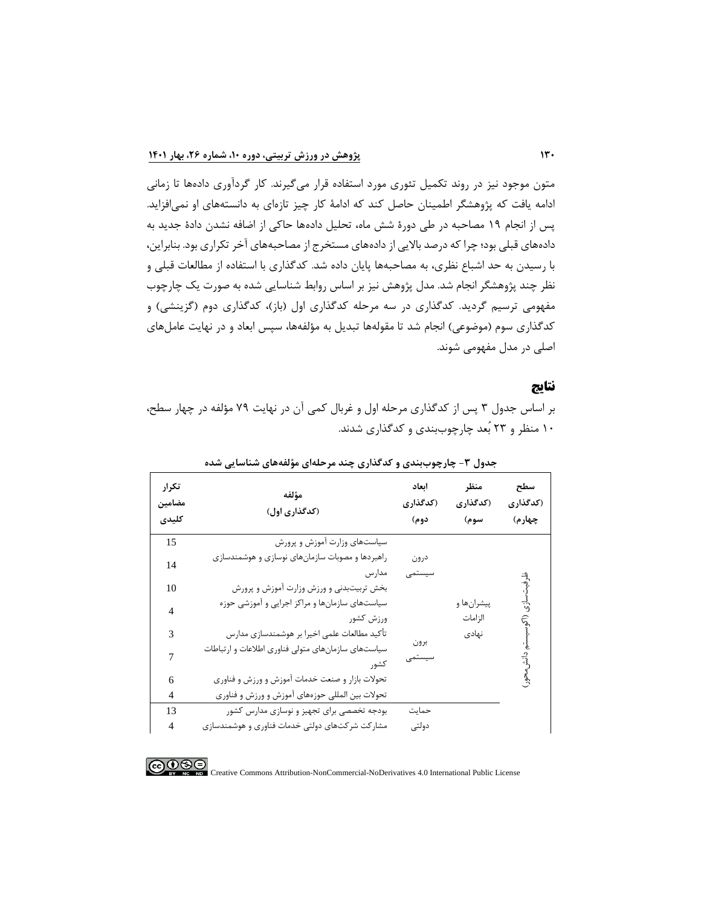متون موجود نیز در روند تکمیل تئوری مورد استفاده قرار می‌گیرند. کار گردآوری داده‌ها تا زمانی ادامه یافت که پژوهشگر اطمینان حاصل کند که ادامهٔ کار چیز تازه‌ای به دانسته‌های او نمی‌افزاید. پس از انجام ۱۹ مصاحبه در طی دورهٔ شش ماه، تحلیل داده‌ها حاکی از اضافه نشدن دادهٔ جدید به داده‌های قبلی بود؛ چرا که درصد بالایی از داده‌های مستخرج از مصاحبه‌های آخر تکراری بود. بنابراین، با رسیدن به حد اشباع نظری، به مصاحبه‌ها پایان داده شد. کدگذاری با استفاده از مطالعات قبلی و نظر چند پژوهشگر انجام شد. مدل پژوهش نیز بر اساس روابط شناسایی شده به صورت یک چارچوب مفهومی ترسیم گردید. کدگذاری در سه مرحله کدگذاری اول (باز)، کدگذاری دوم (گزینشی) و کدگذاری سوم (موضوعی) انجام شد تا مقوله‌ها تبدیل به مؤلفه‌ها، سپس ابعاد و در نهایت عامل‌های اصلی در مدل مفهومی شوند.

## نتایج

بر اساس جدول ۳ پس از کدگذاری مرحله اول و غربال کمی آن در نهایت ۷۹ مؤلفه در چهار سطح، ۱۰ منظر و ۲۳ بُعد چارچوب‌بندی و کدگذاری شدند.

**جدول ۳- چارچوب‌بندی و کدگذاری چند مرحله‌ای مؤلفه‌های شناسایی شده**

| سطح (کدگذاری چهارم) | منظر (کدگذاری سوم) | ابعاد (کدگذاری دوم) | مؤلفه (کدگذاری اول) | تکرار مضامین کلیدی |
|---|---|---|---|---|
| ظرفیت‌سازی (اکوسیستم دانش‌محور) | پیشران‌ها و الزامات نهادی | درون سیستمی | سیاست‌های وزارت آموزش و پرورش | 15 |
| | | | راهبردها و مصوبات سازمان‌های نوسازی و هوشمندسازی مدارس | 14 |
| | | | بخش تربیت‌بدنی و ورزش وزارت آموزش و پرورش | 10 |
| | | برون سیستمی | سیاست‌های سازمان‌ها و مراکز اجرایی و آموزشی حوزه ورزش کشور | 4 |
| | | | تأکید مطالعات علمی اخیرا بر هوشمندسازی مدارس | 3 |
| | | | سیاست‌های سازمان‌های متولی فناوری اطلاعات و ارتباطات کشور | 7 |
| | | | تحولات بازار و صنعت خدمات آموزش و ورزش و فناوری | 6 |
| | | | تحولات بین المللی حوزه‌های آموزش و ورزش و فناوری | 4 |
| | | حمایت دولتی | بودجه تخصصی برای تجهیز و نوسازی مدارس کشور | 13 |
| | | | مشارکت شرکت‌های دولتی خدمات فناوری و هوشمندسازی | 4 |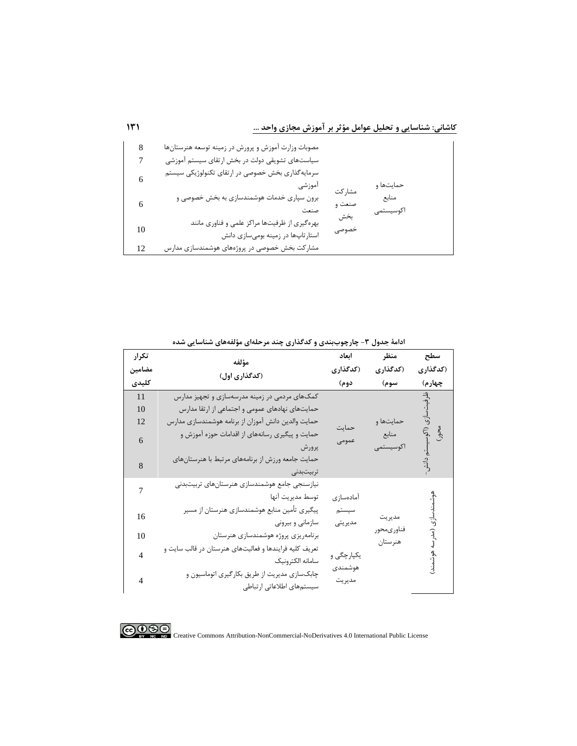| | | | | |
|---|---|---|---|---|
| | حمایت‌ها و منابع اکوسیستمی | مشارکت صنعت و بخش خصوصی | مصوبات وزارت آموزش و پرورش در زمینه توسعه هنرستان‌ها | 8 |
| | | | سیاست‌های تشویقی دولت در بخش ارتقای سیستم آموزشی | 7 |
| | | | سرمایه‌گذاری بخش خصوصی در ارتقای تکنولوژیکی سیستم آموزشی | 6 |
| | | | برون سپاری خدمات هوشمندسازی به بخش خصوصی و صنعت | 6 |
| | | | بهره‌گیری از ظرفیت‌ها مراکز علمی و فناوری مانند استارتاپ‌ها در زمینه بومی‌سازی دانش | 10 |
| | | | مشارکت بخش خصوصی در پروژه‌های هوشمندسازی مدارس | 12 |

**ادامهٔ جدول ۳- چارچوب‌بندی و کدگذاری چند مرحله‌ای مؤلفه‌های شناسایی شده**

| سطح (کدگذاری چهارم) | منظر (کدگذاری سوم) | ابعاد (کدگذاری دوم) | مؤلفه (کدگذاری اول) | تکرار مضامین کلیدی |
|---|---|---|---|---|
| ظرفیت‌سازی (اکوسیستم دانش‌محور) | حمایت‌ها و منابع اکوسیستمی | حمایت عمومی | کمک‌های مردمی در زمینه مدرسه‌سازی و تجهیز مدارس | 11 |
| | | | حمایت‌های نهادهای عمومی و اجتماعی از ارتقا مدارس | 10 |
| | | | حمایت والدین دانش آموزان از برنامه هوشمندسازی مدارس | 12 |
| | | | حمایت و پیگیری رسانه‌های از اقدامات حوزه آموزش و پرورش | 6 |
| | | | حمایت جامعه ورزش از برنامه‌های مرتبط با هنرستان‌های تربیت‌بدنی | 8 |
| هوشمندسازی (مدرسه هوشمند) | مدیریت فناوری‌محور هنرستان | آماده‌سازی سیستم مدیریتی | نیازسنجی جامع هوشمندسازی هنرستان‌های تربیت‌بدنی توسط مدیریت آنها | 7 |
| | | | پیگیری تأمین منابع هوشمندسازی هنرستان از مسیر سازمانی و بیرونی | 16 |
| | | | برنامه‌ریزی پروژه هوشمندسازی هنرستان | 10 |
| | | یکپارچگی و هوشمندی مدیریت | تعریف کلیه فرایندها و فعالیت‌های هنرستان در قالب سایت و سامانه الکترونیک | 4 |
| | | | چابک‌سازی مدیریت از طریق بکارگیری اتوماسیون و سیستم‌های اطلاعاتی ارتباطی | 4 |

Creative Commons Attribution-NonCommercial-NoDerivatives 4.0 International Public License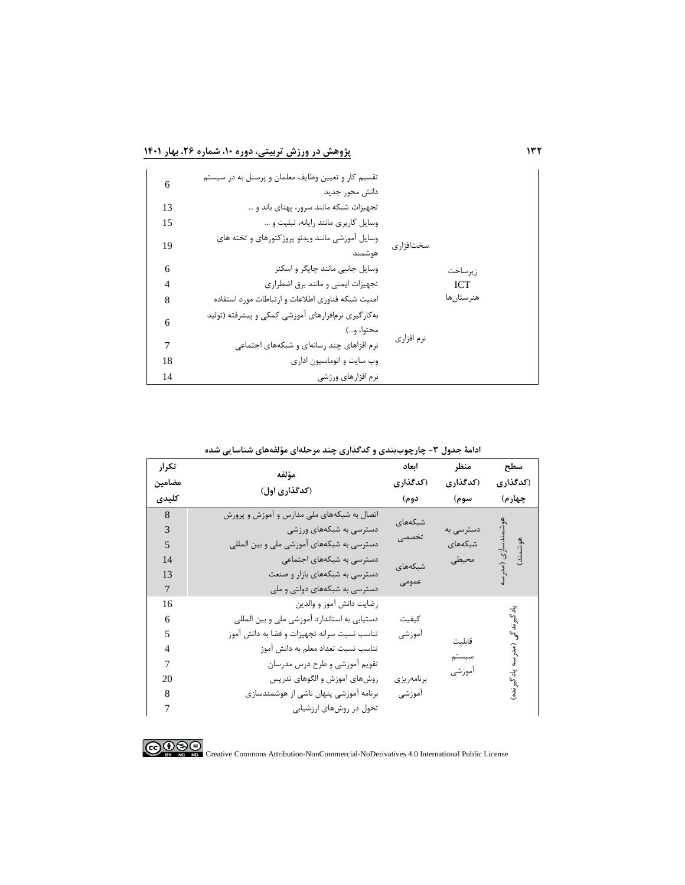| تکرار مضامین کلیدی | مؤلفه (کدگذاری اول) | ابعاد (کدگذاری دوم) | منظر (کدگذاری سوم) | سطح (کدگذاری چهارم) |
|---|---|---|---|---|
| 6 | تقسیم کار و تعیین وظایف معلمان و پرسنل به در سیستم دانش محور جدید | | | |
| 13 | تجهیزات شبکه مانند سرور، پهنای باند و ... | سخت‌افزاری | زیرساخت ICT هنرستان‌ها | |
| 15 | وسایل کاربری مانند رایانه، تبلیت و ... | | | |
| 19 | وسایل آموزشی مانند ویدئو پروژکتورهای و تخته های هوشمند | | | |
| 6 | وسایل جانبی مانند چاپگر و اسکنر | | | |
| 4 | تجهیزات ایمنی و مانند برق اضطراری | | | |
| 8 | امنیت شبکه فناوری اطلاعات و ارتباطات مورد استفاده | | | |
| 6 | به‌کارگیری نرم‌افزارهای آموزشی کمکی و پیشرفته (تولید محتوا، و...) | نرم افزاری | | |
| 7 | نرم افزاهای چند رسانه‌ای و شبکه‌های اجتماعی | | | |
| 18 | وب سایت و اتوماسیون اداری | | | |
| 14 | نرم افزارهای ورزشی | | | |

ادامهٔ جدول ۳- چارچوب‌بندی و کدگذاری چند مرحله‌ای مؤلفه‌های شناسایی شده

| تکرار مضامین کلیدی | مؤلفه (کدگذاری اول) | ابعاد (کدگذاری دوم) | منظر (کدگذاری سوم) | سطح (کدگذاری چهارم) |
|---|---|---|---|---|
| 8 | اتصال به شبکه‌های ملی مدارس و آموزش و پرورش | شبکه‌های تخصصی | دسترسی به شبکه‌های محیطی | هوشمندسازی (مدرسه هوشمند) |
| 3 | دسترسی به شبکه‌های ورزشی | | | |
| 5 | دسترسی به شبکه‌های آموزشی ملی و بین المللی | | | |
| 14 | دسترسی به شبکه‌های اجتماعی | شبکه‌های عمومی | | |
| 13 | دسترسی به شبکه‌های بازار و صنعت | | | |
| 7 | دسترسی به شبکه‌های دولتی و ملی | | | |
| 16 | رضایت دانش آموز و والدین | کیفیت آموزشی | قابلیت سیستم آموزشی | یادگیرندگی (مدرسه یادگیرنده) |
| 6 | دستیابی به استاندارد آموزشی ملی و بین المللی | | | |
| 5 | تناسب نسبت سرانه تجهیزات و فضا به دانش آموز | | | |
| 4 | تناسب نسبت تعداد معلم به دانش آموز | | | |
| 7 | تقویم آموزشی و طرح درس مدرسان | برنامه‌ریزی آموزشی | | |
| 20 | روش‌های آموزش و الگوهای تدریس | | | |
| 8 | برنامه آموزشی پنهان ناشی از هوشمندسازی | | | |
| 7 | تحول در روش‌های ارزشیابی | | | |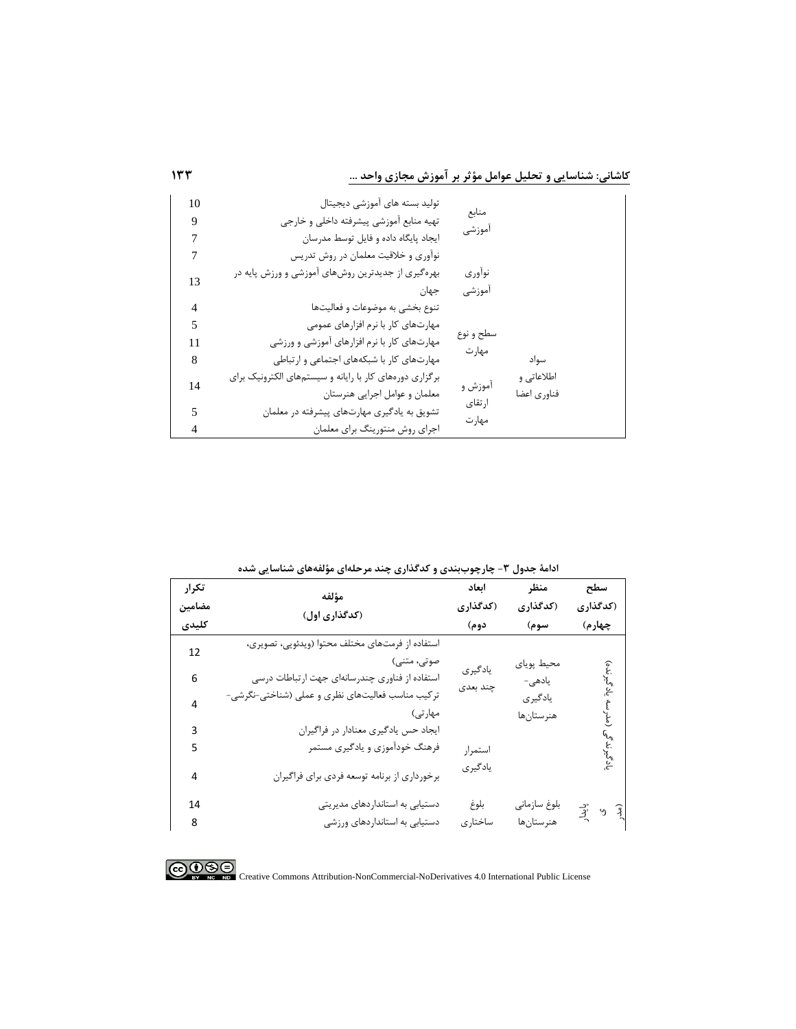| | | | | |
|---|---|---|---|---|
| 10 | تولید بسته های آموزشی دیجیتال | منابع آموزشی | سواد اطلاعاتی و فناوری اعضا | |
| 9 | تهیه منابع آموزشی پیشرفته داخلی و خارجی | | | |
| 7 | ایجاد پایگاه داده و فایل توسط مدرسان | | | |
| 7 | نوآوری و خلاقیت معلمان در روش تدریس | نوآوری آموزشی | | |
| 13 | بهره‌گیری از جدیدترین روش‌های آموزشی و ورزش پایه در جهان | | | |
| 4 | تنوع بخشی به موضوعات و فعالیت‌ها | | | |
| 5 | مهارت‌های کار با نرم افزارهای عمومی | سطح و نوع مهارت | | |
| 11 | مهارت‌های کار با نرم افزارهای آموزشی و ورزشی | | | |
| 8 | مهارت‌های کار با شبکه‌های اجتماعی و ارتباطی | | | |
| 14 | برگزاری دوره‌های کار با رایانه و سیستم‌های الکترونیک برای معلمان و عوامل اجرایی هنرستان | آموزش و ارتقای مهارت | | |
| 5 | تشویق به یادگیری مهارت‌های پیشرفته در معلمان | | | |
| 4 | اجرای روش منتورینگ برای معلمان | | | |

**ادامهٔ جدول ۳- چارچوب‌بندی و کدگذاری چند مرحله‌ای مؤلفه‌های شناسایی شده**

| تکرار مضامین کلیدی | مؤلفه (کدگذاری اول) | ابعاد (کدگذاری دوم) | منظر (کدگذاری سوم) | سطح (کدگذاری چهارم) |
|---|---|---|---|---|
| 12 | استفاده از فرمت‌های مختلف محتوا (ویدئویی، تصویری، صوتی، متنی) | یادگیری چند بعدی | محیط پویای یادهی-یادگیری هنرستان‌ها | یادگیرندگی (مدرسه یادگیرنده) |
| 6 | استفاده از فناوری چندرسانه‌ای جهت ارتباطات درسی | | | |
| 4 | ترکیب مناسب فعالیت‌های نظری و عملی (شناختی-نگرشی-مهارتی) | | | |
| 3 | ایجاد حس یادگیری معنادار در فراگیران | استمرار یادگیری | | |
| 5 | فرهنگ خودآموزی و یادگیری مستمر | | | |
| 4 | برخورداری از برنامه توسعه فردی برای فراگیران | | | |
| 14 | دستیابی به استانداردهای مدیریتی | بلوغ ساختاری | بلوغ سازمانی هنرستان‌ها | پایداری (مدر |
| 8 | دستیابی به استانداردهای ورزشی | | | |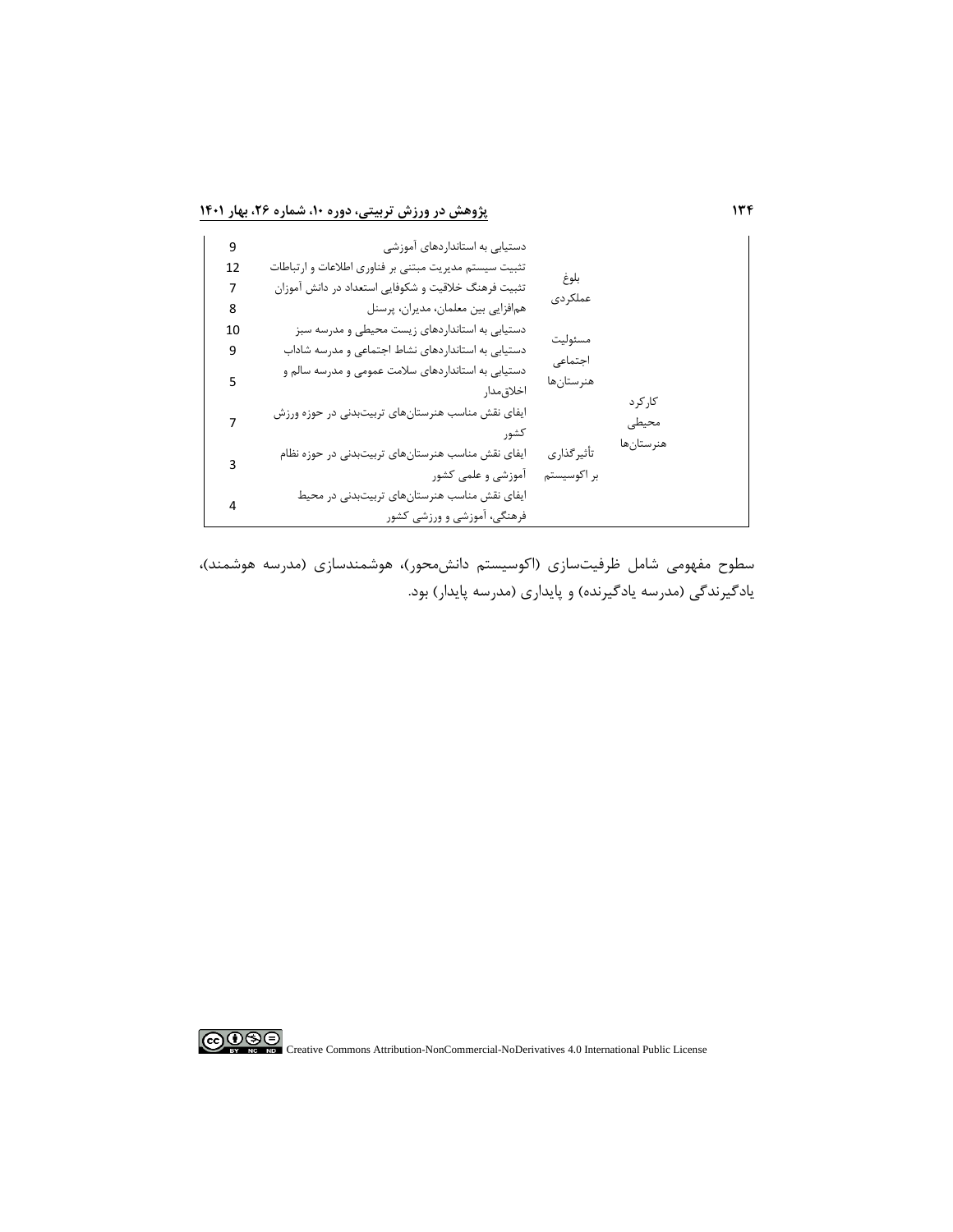| | | | |
|---|---|---|---|
| کارکرد محیطی هنرستان‌ها | بلوغ عملکردی | دستیابی به استانداردهای آموزشی | 9 |
| | | تثبیت سیستم مدیریت مبتنی بر فناوری اطلاعات و ارتباطات | 12 |
| | | تثبیت فرهنگ خلاقیت و شکوفایی استعداد در دانش آموزان | 7 |
| | | هم‌افزایی بین معلمان، مدیران، پرسنل | 8 |
| | مسئولیت اجتماعی هنرستان‌ها | دستیابی به استانداردهای زیست محیطی و مدرسه سبز | 10 |
| | | دستیابی به استانداردهای نشاط اجتماعی و مدرسه شاداب | 9 |
| | | دستیابی به استانداردهای سلامت عمومی و مدرسه سالم و اخلاق‌مدار | 5 |
| | تأثیرگذاری بر اکوسیستم | ایفای نقش مناسب هنرستان‌های تربیت‌بدنی در حوزه ورزش کشور | 7 |
| | | ایفای نقش مناسب هنرستان‌های تربیت‌بدنی در حوزه نظام آموزشی و علمی کشور | 3 |
| | | ایفای نقش مناسب هنرستان‌های تربیت‌بدنی در محیط فرهنگی، آموزشی و ورزشی کشور | 4 |

سطوح مفهومی شامل ظرفیت‌سازی (اکوسیستم دانش‌محور)، هوشمندسازی (مدرسه هوشمند)، یادگیرندگی (مدرسه یادگیرنده) و پایداری (مدرسه پایدار) بود.

Creative Commons Attribution-NonCommercial-NoDerivatives 4.0 International Public License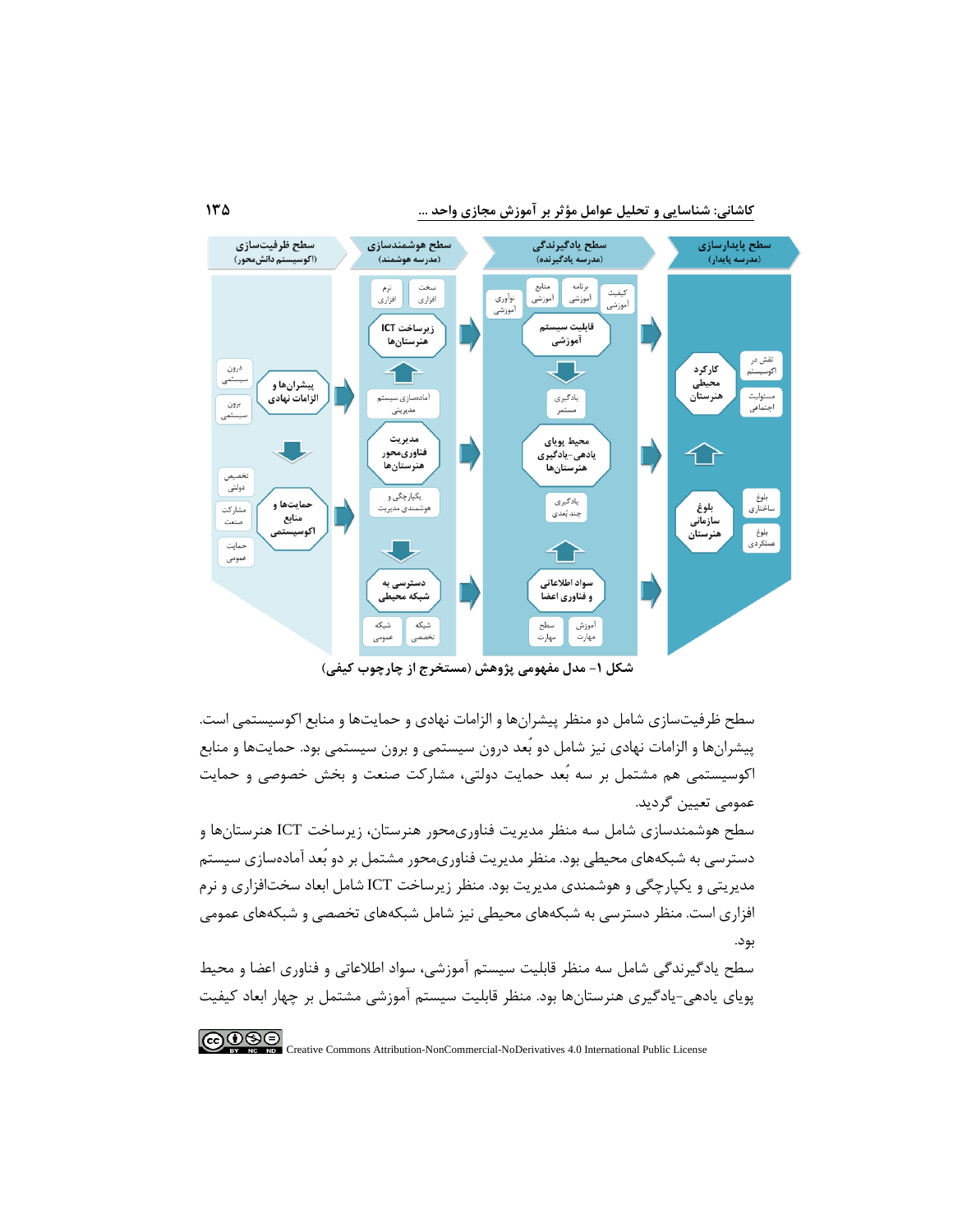سطح پایدارسازی
(مدرسه پایدار)

کارکرد محیطی هنرستان
نقش در اکوسیستم
مسئولیت اجتماعی

بلوغ سازمانی هنرستان
بلوغ ساختاری
بلوغ عملکردی

سطح یادگیرندگی
(مدرسه یادگیرنده)

قابلیت سیستم آموزشی
کیفیت آموزشی
برنامه آموزشی
منابع آموزشی
نوآوری آموزشی

یادگیری مستمر

محیط پویای یادهی-یادگیری هنرستان‌ها

یادگیری چند بُعدی

سواد اطلاعاتی و فناوری اعضا
آموزش مهارت
سطح مهارت

سطح هوشمندسازی
(مدرسه هوشمند)

زیرساخت ICT هنرستان‌ها
سخت افزاری
نرم افزاری

آماده‌سازی سیستم مدیریتی

مدیریت فناوری‌محور هنرستان‌ها

یکپارچگی و هوشمندی مدیریت

دسترسی به شبکه محیطی
شبکه تخصصی
شبکه عمومی

سطح ظرفیت‌سازی
(اکوسیستم دانش‌محور)

پیشران‌ها و الزامات نهادی
درون سیستمی
برون سیستمی

حمایت‌ها و منابع اکوسیستمی
تخصیص دولتی
مشارکت صنعت
حمایت عمومی

**شکل ۱- مدل مفهومی پژوهش (مستخرج از چارچوب کیفی)**

سطح ظرفیت‌سازی شامل دو منظر پیشران‌ها و الزامات نهادی و حمایت‌ها و منابع اکوسیستمی است. پیشران‌ها و الزامات نهادی نیز شامل دو بُعد درون سیستمی و برون سیستمی بود. حمایت‌ها و منابع اکوسیستمی هم مشتمل بر سه بُعد حمایت دولتی، مشارکت صنعت و بخش خصوصی و حمایت عمومی تعیین گردید.

سطح هوشمندسازی شامل سه منظر مدیریت فناوری‌محور هنرستان، زیرساخت ICT هنرستان‌ها و دسترسی به شبکه‌های محیطی بود. منظر مدیریت فناوری‌محور مشتمل بر دو بُعد آماده‌سازی سیستم مدیریتی و یکپارچگی و هوشمندی مدیریت بود. منظر زیرساخت ICT شامل ابعاد سخت‌افزاری و نرم افزاری است. منظر دسترسی به شبکه‌های محیطی نیز شامل شبکه‌های تخصصی و شبکه‌های عمومی بود.

سطح یادگیرندگی شامل سه منظر قابلیت سیستم آموزشی، سواد اطلاعاتی و فناوری اعضا و محیط پویای یادهی-یادگیری هنرستان‌ها بود. منظر قابلیت سیستم آموزشی مشتمل بر چهار ابعاد کیفیت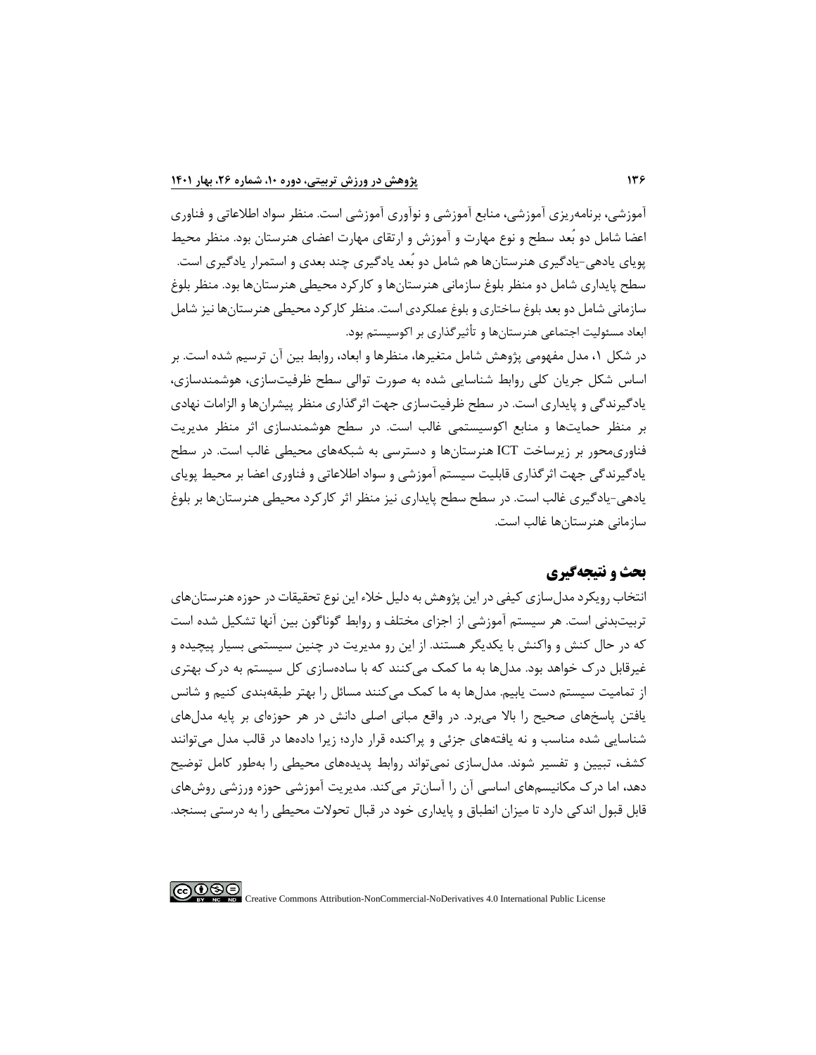آموزشی، برنامه‌ریزی آموزشی، منابع آموزشی و نوآوری آموزشی است. منظر سواد اطلاعاتی و فناوری اعضا شامل دو بُعد سطح و نوع مهارت و آموزش و ارتقای مهارت اعضای هنرستان بود. منظر محیط پویای یادهی-یادگیری هنرستان‌ها هم شامل دو بُعد یادگیری چند بعدی و استمرار یادگیری است. سطح پایداری شامل دو منظر بلوغ سازمانی هنرستان‌ها و کارکرد محیطی هنرستان‌ها بود. منظر بلوغ سازمانی شامل دو بعد بلوغ ساختاری و بلوغ عملکردی است. منظر کارکرد محیطی هنرستان‌ها نیز شامل ابعاد مسئولیت اجتماعی هنرستان‌ها و تأثیرگذاری بر اکوسیستم بود.

در شکل ۱، مدل مفهومی پژوهش شامل متغیرها، منظرها و ابعاد، روابط بین آن ترسیم شده است. بر اساس شکل جریان کلی روابط شناسایی شده به صورت توالی سطح ظرفیت‌سازی، هوشمندسازی، یادگیرندگی و پایداری است. در سطح ظرفیت‌سازی جهت اثرگذاری منظر پیشران‌ها و الزامات نهادی بر منظر حمایت‌ها و منابع اکوسیستمی غالب است. در سطح هوشمندسازی اثر منظر مدیریت فناوری‌محور بر زیرساخت ICT هنرستان‌ها و دسترسی به شبکه‌های محیطی غالب است. در سطح یادگیرندگی جهت اثرگذاری قابلیت سیستم آموزشی و سواد اطلاعاتی و فناوری اعضا بر محیط پویای یادهی-یادگیری غالب است. در سطح سطح پایداری نیز منظر اثر کارکرد محیطی هنرستان‌ها بر بلوغ سازمانی هنرستان‌ها غالب است.

## بحث و نتیجه‌گیری

انتخاب رویکرد مدل‌سازی کیفی در این پژوهش به دلیل خلاء این نوع تحقیقات در حوزه هنرستان‌های تربیت‌بدنی است. هر سیستم آموزشی از اجزای مختلف و روابط گوناگون بین آنها تشکیل شده است که در حال کنش و واکنش با یکدیگر هستند. از این رو مدیریت در چنین سیستمی بسیار پیچیده و غیرقابل درک خواهد بود. مدل‌ها به ما کمک می‌کنند که با ساده‌سازی کل سیستم به درک بهتری از تمامیت سیستم دست یابیم. مدل‌ها به ما کمک می‌کنند مسائل را بهتر طبقه‌بندی کنیم و شانس یافتن پاسخ‌های صحیح را بالا می‌برد. در واقع مبانی اصلی دانش در هر حوزه‌ای بر پایه مدل‌های شناسایی شده مناسب و نه یافته‌های جزئی و پراکنده قرار دارد؛ زیرا داده‌ها در قالب مدل می‌توانند کشف، تبیین و تفسیر شوند. مدل‌سازی نمی‌تواند روابط پدیده‌های محیطی را به‌طور کامل توضیح دهد، اما درک مکانیسم‌های اساسی آن را آسان‌تر می‌کند. مدیریت آموزشی حوزه ورزشی روش‌های قابل قبول اندکی دارد تا میزان انطباق و پایداری خود در قبال تحولات محیطی را به درستی بسنجد.

Creative Commons Attribution-NonCommercial-NoDerivatives 4.0 International Public License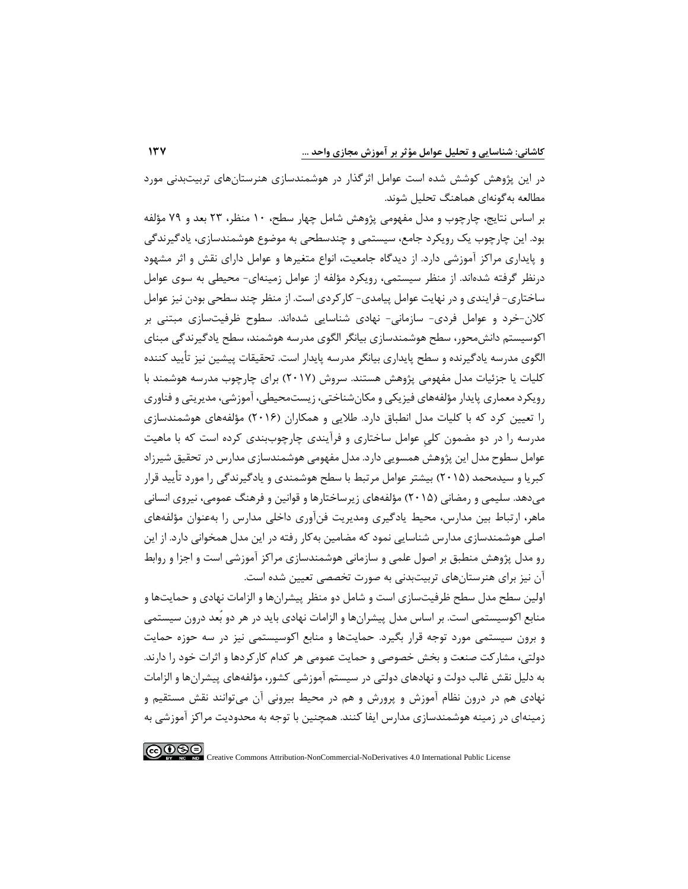در این پژوهش کوشش شده است عوامل اثرگذار در هوشمندسازی هنرستان‌های تربیت‌بدنی مورد مطالعه به‌گونه‌ای هماهنگ تحلیل شوند.

بر اساس نتایج، چارچوب و مدل مفهومی پژوهش شامل چهار سطح، ۱۰ منظر، ۲۳ بعد و ۷۹ مؤلفه بود. این چارچوب یک رویکرد جامع، سیستمی و چندسطحی به موضوع هوشمندسازی، یادگیرندگی و پایداری مراکز آموزشی دارد. از دیدگاه جامعیت، انواع متغیرها و عوامل دارای نقش و اثر مشهود درنظر گرفته شده‌اند. از منظر سیستمی، رویکرد مؤلفه از عوامل زمینه‌ای- محیطی به سوی عوامل ساختاری- فرایندی و در نهایت عوامل پیامدی- کارکردی است. از منظر چند سطحی بودن نیز عوامل کلان-خرد و عوامل فردی- سازمانی- نهادی شناسایی شده‌اند. سطوح ظرفیت‌سازی مبتنی بر اکوسیستم دانش‌محور، سطح هوشمندسازی بیانگر الگوی مدرسه هوشمند، سطح یادگیرندگی مبنای الگوی مدرسه یادگیرنده و سطح پایداری بیانگر مدرسه پایدار است. تحقیقات پیشین نیز تأیید کننده کلیات یا جزئیات مدل مفهومی پژوهش هستند. سروش (۲۰۱۷) برای چارچوب مدرسه هوشمند با رویکرد معماری پایدار مؤلفه‌های فیزیکی و مکان‌شناختی، زیست‌محیطی، آموزشی، مدیریتی و فناوری را تعیین کرد که با کلیات مدل انطباق دارد. طلایی و همکاران (۲۰۱۶) مؤلفه‌های هوشمندسازی مدرسه را در دو مضمون کلیِ عوامل ساختاری و فرآیندی چارچوب‌بندی کرده است که با ماهیت عوامل سطوح مدل این پژوهش همسویی دارد. مدل مفهومی هوشمندسازی مدارس در تحقیق شیرزاد کبریا و سیدمحمد (۲۰۱۵) بیشتر عوامل مرتبط با سطح هوشمندی و یادگیرندگی را مورد تأیید قرار می‌دهد. سلیمی و رمضانی (۲۰۱۵) مؤلفه‌های زیرساختارها و قوانین و فرهنگ عمومی، نیروی انسانی ماهر، ارتباط بین مدارس، محیط یادگیری ومدیریت فن‌آوری داخلی مدارس را به‌عنوان مؤلفه‌های اصلی هوشمندسازی مدارس شناسایی نمود که مضامین به‌کار رفته در این مدل همخوانی دارد. از این رو مدل پژوهش منطبق بر اصول علمی و سازمانی هوشمندسازی مراکز آموزشی است و اجزا و روابط آن نیز برای هنرستان‌های تربیت‌بدنی به صورت تخصصی تعیین شده است.

اولین سطح مدل سطح ظرفیت‌سازی است و شامل دو منظر پیشران‌ها و الزامات نهادی و حمایت‌ها و منابع اکوسیستمی است. بر اساس مدل پیشران‌ها و الزامات نهادی باید در هر دو بُعد درون سیستمی و برون سیستمی مورد توجه قرار بگیرد. حمایت‌ها و منابع اکوسیستمی نیز در سه حوزه حمایت دولتی، مشارکت صنعت و بخش خصوصی و حمایت عمومی هر کدام کارکردها و اثرات خود را دارند. به دلیل نقش غالب دولت و نهادهای دولتی در سیستم آموزشی کشور، مؤلفه‌های پیشران‌ها و الزامات نهادی هم در درون نظام آموزش و پرورش و هم در محیط بیرونی آن می‌توانند نقش مستقیم و زمینه‌ای در زمینه هوشمندسازی مدارس ایفا کنند. همچنین با توجه به محدودیت مراکز آموزشی به

Creative Commons Attribution-NonCommercial-NoDerivatives 4.0 International Public License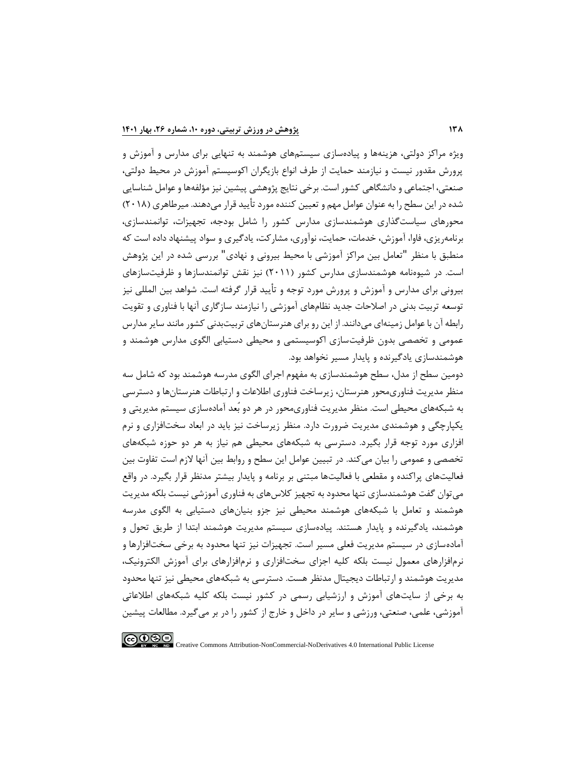ویژه مراکز دولتی، هزینه‌ها و پیاده‌سازی سیستم‌های هوشمند به تنهایی برای مدارس و آموزش و پرورش مقدور نیست و نیازمند حمایت از طرف انواع بازیگران اکوسیستم آموزش در محیط دولتی، صنعتی، اجتماعی و دانشگاهی کشور است. برخی نتایج پژوهشی پیشین نیز مؤلفه‌ها و عوامل شناسایی شده در این سطح را به عنوان عوامل مهم و تعیین کننده مورد تأیید قرار می‌دهند. میرطاهری (۲۰۱۸) محورهای سیاست‌گذاری هوشمندسازی مدارس کشور را شامل بودجه، تجهیزات، توانمندسازی، برنامه‌ریزی، فاوا، آموزش، خدمات، حمایت، نوآوری، مشارکت، یادگیری و سواد پیشنهاد داده است که منطبق با منظر "تعامل بین مراکز آموزشی با محیط بیرونی و نهادی" بررسی شده در این پژوهش است. در شیوه‌نامه هوشمندسازی مدارس کشور (۲۰۱۱) نیز نقش توانمندسازها و ظرفیت‌سازهای بیرونی برای مدارس و آموزش و پرورش مورد توجه و تأیید قرار گرفته است. شواهد بین المللی نیز توسعه تربیت بدنی در اصلاحات جدید نظام‌های آموزشی را نیازمند سازگاری آنها با فناوری و تقویت رابطه آن با عوامل زمینه‌ای می‌دانند. از این رو برای هنرستان‌های تربیت‌بدنی کشور مانند سایر مدارس عمومی و تخصصی بدون ظرفیت‌سازی اکوسیستمی و محیطی دستیابی الگوی مدارس هوشمند و هوشمندسازی یادگیرنده و پایدار مسیر نخواهد بود.

دومین سطح از مدل، سطح هوشمندسازی به مفهوم اجرای الگوی مدرسه هوشمند بود که شامل سه منظر مدیریت فناوری‌محور هنرستان، زیرساخت فناوری اطلاعات و ارتباطات هنرستان‌ها و دسترسی به شبکه‌های محیطی است. منظر مدیریت فناوری‌محور در هر دو بُعد آماده‌سازی سیستم مدیریتی و یکپارچگی و هوشمندی مدیریت ضرورت دارد. منظر زیرساخت نیز باید در ابعاد سخت‌افزاری و نرم افزاری مورد توجه قرار بگیرد. دسترسی به شبکه‌های محیطی هم نیاز به هر دو حوزه شبکه‌های تخصصی و عمومی را بیان می‌کند. در تبیین عوامل این سطح و روابط بین آنها لازم است تفاوت بین فعالیت‌های پراکنده و مقطعی با فعالیت‌ها مبتنی بر برنامه و پایدار بیشتر مدنظر قرار بگیرد. در واقع می‌توان گفت هوشمندسازی تنها محدود به تجهیز کلاس‌های به فناوری آموزشی نیست بلکه مدیریت هوشمند و تعامل با شبکه‌های هوشمند محیطی نیز جزو بنیان‌های دستیابی به الگوی مدرسه هوشمند، یادگیرنده و پایدار هستند. پیاده‌سازی سیستم مدیریت هوشمند ابتدا از طریق تحول و آماده‌سازی در سیستم مدیریت فعلی مسیر است. تجهیزات نیز تنها محدود به برخی سخت‌افزارها و نرم‌افزارهای معمول نیست بلکه کلیه اجزای سخت‌افزاری و نرم‌افزارهای برای آموزش الکترونیک، مدیریت هوشمند و ارتباطات دیجیتال مدنظر هست. دسترسی به شبکه‌های محیطی نیز تنها محدود به برخی از سایت‌های آموزش و ارزشیابی رسمی در کشور نیست بلکه کلیه شبکه‌های اطلاعاتی آموزشی، علمی، صنعتی، ورزشی و سایر در داخل و خارج از کشور را در بر می‌گیرد. مطالعات پیشین

Creative Commons Attribution-NonCommercial-NoDerivatives 4.0 International Public License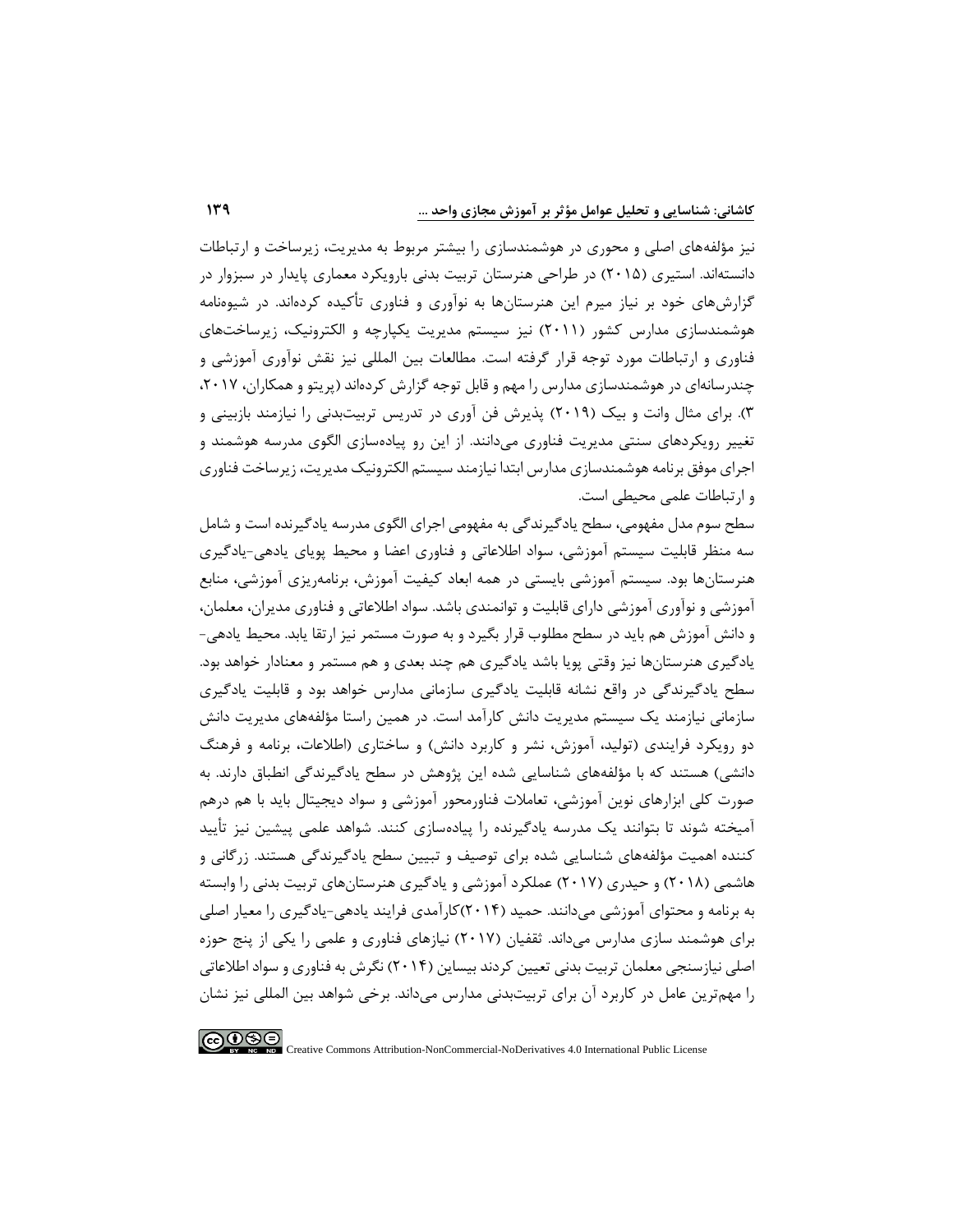نیز مؤلفه‌های اصلی و محوری در هوشمندسازی را بیشتر مربوط به مدیریت، زیرساخت و ارتباطات دانسته‌اند. استیری (۲۰۱۵) در طراحی هنرستان تربیت بدنی بارویکرد معماری پایدار در سبزوار در گزارش‌های خود بر نیاز میرم این هنرستان‌ها به نوآوری و فناوری تأکیده کرده‌اند. در شیوه‌نامه هوشمندسازی مدارس کشور (۲۰۱۱) نیز سیستم مدیریت یکپارچه و الکترونیک، زیرساخت‌های فناوری و ارتباطات مورد توجه قرار گرفته است. مطالعات بین المللی نیز نقش نوآوری آموزشی و چندرسانه‌ای در هوشمندسازی مدارس را مهم و قابل توجه گزارش کرده‌اند (پریتو و همکاران، ۲۰۱۷، ۳). برای مثال وانت و بیک (۲۰۱۹) پذیرش فن آوری در تدریس تربیت‌بدنی را نیازمند بازبینی و تغییر رویکردهای سنتی مدیریت فناوری می‌دانند. از این رو پیاده‌سازی الگوی مدرسه هوشمند و اجرای موفق برنامه هوشمندسازی مدارس ابتدا نیازمند سیستم الکترونیک مدیریت، زیرساخت فناوری و ارتباطات علمی محیطی است.

سطح سوم مدل مفهومی، سطح یادگیرندگی به مفهومی اجرای الگوی مدرسه یادگیرنده است و شامل سه منظر قابلیت سیستم آموزشی، سواد اطلاعاتی و فناوری اعضا و محیط پویای یادهی-یادگیری هنرستان‌ها بود. سیستم آموزشی بایستی در همه ابعاد کیفیت آموزش، برنامه‌ریزی آموزشی، منابع آموزشی و نوآوری آموزشی دارای قابلیت و توانمندی باشد. سواد اطلاعاتی و فناوری مدیران، معلمان، و دانش آموزش هم باید در سطح مطلوب قرار بگیرد و به صورت مستمر نیز ارتقا یابد. محیط یادهی-یادگیری هنرستان‌ها نیز وقتی پویا باشد یادگیری هم چند بعدی و هم مستمر و معنادار خواهد بود. سطح یادگیرندگی در واقع نشانه قابلیت یادگیری سازمانی مدارس خواهد بود و قابلیت یادگیری سازمانی نیازمند یک سیستم مدیریت دانش کارآمد است. در همین راستا مؤلفه‌های مدیریت دانش دو رویکرد فرایندی (تولید، آموزش، نشر و کاربرد دانش) و ساختاری (اطلاعات، برنامه و فرهنگ دانشی) هستند که با مؤلفه‌های شناسایی شده این پژوهش در سطح یادگیرندگی انطباق دارند. به صورت کلی ابزارهای نوین آموزشی، تعاملات فناورمحور آموزشی و سواد دیجیتال باید با هم درهم آمیخته شوند تا بتوانند یک مدرسه یادگیرنده را پیاده‌سازی کنند. شواهد علمی پیشین نیز تأیید کننده اهمیت مؤلفه‌های شناسایی شده برای توصیف و تبیین سطح یادگیرندگی هستند. زرگانی و هاشمی (۲۰۱۸) و حیدری (۲۰۱۷) عملکرد آموزشی و یادگیری هنرستان‌های تربیت بدنی را وابسته به برنامه و محتوای آموزشی می‌دانند. حمید (۲۰۱۴)کارآمدی فرایند یادهی-یادگیری را معیار اصلی برای هوشمند سازی مدارس می‌داند. ثقفیان (۲۰۱۷) نیازهای فناوری و علمی را یکی از پنج حوزه اصلی نیازسنجی معلمان تربیت بدنی تعیین کردند بیسایین (۲۰۱۴) نگرش به فناوری و سواد اطلاعاتی را مهم‌ترین عامل در کاربرد آن برای تربیت‌بدنی مدارس می‌داند. برخی شواهد بین المللی نیز نشان

Creative Commons Attribution-NonCommercial-NoDerivatives 4.0 International Public License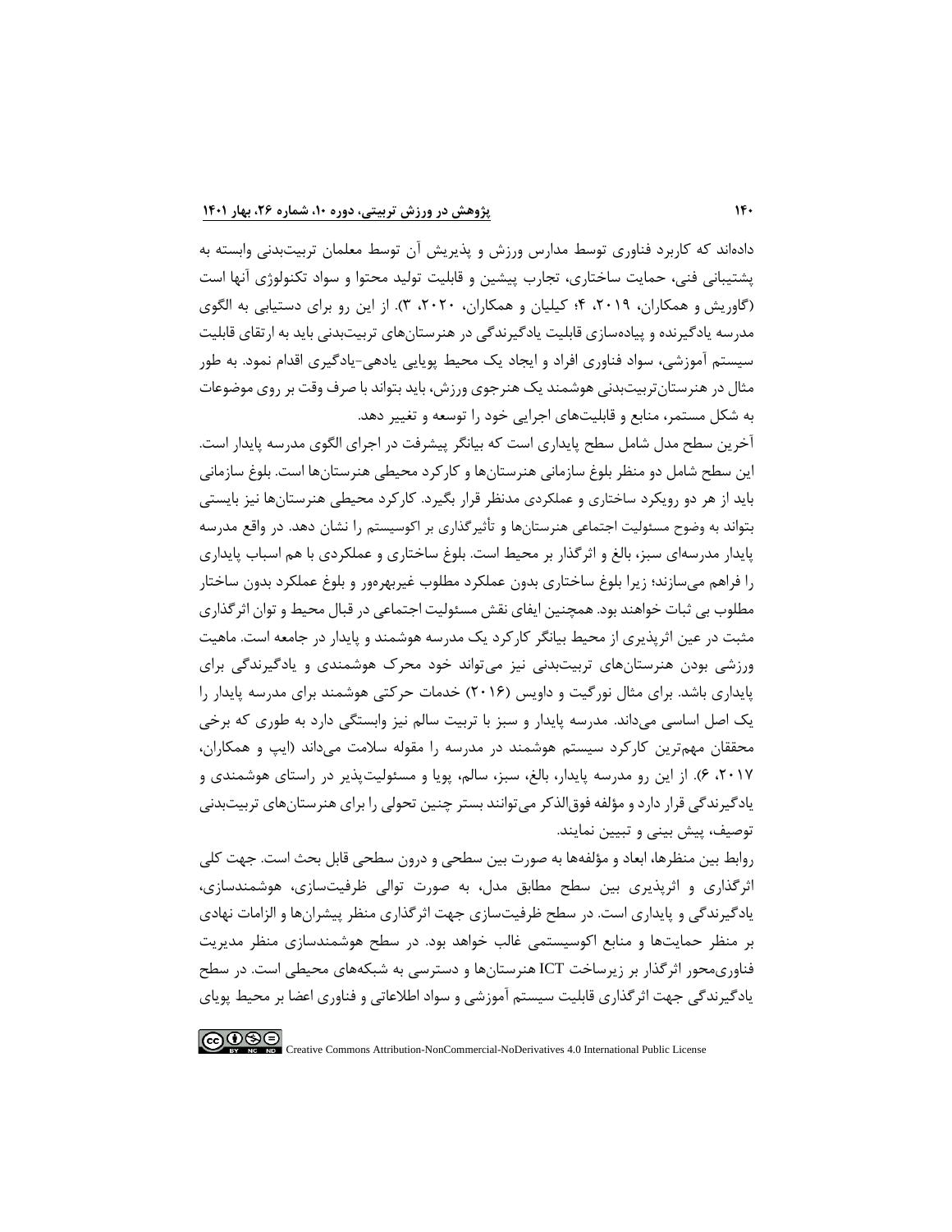داده‌اند که کاربرد فناوری توسط مدارس ورزش و پذیرش آن توسط معلمان تربیت‌بدنی وابسته به پشتیبانی فنی، حمایت ساختاری، تجارب پیشین و قابلیت تولید محتوا و سواد تکنولوژی آنها است (گاوریش و همکاران، ۲۰۱۹، ۴؛ کیلیان و همکاران، ۲۰۲۰، ۳). از این رو برای دستیابی به الگوی مدرسه یادگیرنده و پیاده‌سازی قابلیت یادگیرندگی در هنرستان‌های تربیت‌بدنی باید به ارتقای قابلیت سیستم آموزشی، سواد فناوری افراد و ایجاد یک محیط پویایی یادهی-یادگیری اقدام نمود. به طور مثال در هنرستان‌تربیت‌بدنی هوشمند یک هنرجوی ورزش، باید بتواند با صرف وقت بر روی موضوعات به شکل مستمر، منابع و قابلیت‌های اجرایی خود را توسعه و تغییر دهد.

آخرین سطح مدل شامل سطح پایداری است که بیانگر پیشرفت در اجرای الگوی مدرسه پایدار است. این سطح شامل دو منظر بلوغ سازمانی هنرستان‌ها و کارکرد محیطی هنرستان‌ها است. بلوغ سازمانی باید از هر دو رویکرد ساختاری و عملکردی مدنظر قرار بگیرد. کارکرد محیطی هنرستان‌ها نیز بایستی بتواند به وضوح مسئولیت اجتماعی هنرستان‌ها و تأثیرگذاری بر اکوسیستم را نشان دهد. در واقع مدرسه پایدار مدرسه‌ای سبز، بالغ و اثرگذار بر محیط است. بلوغ ساختاری و عملکردی با هم اسباب پایداری را فراهم می‌سازند؛ زیرا بلوغ ساختاری بدون عملکرد مطلوب غیربهره‌ور و بلوغ عملکرد بدون ساختار مطلوب بی ثبات خواهند بود. همچنین ایفای نقش مسئولیت اجتماعی در قبال محیط و توان اثرگذاری مثبت در عین اثرپذیری از محیط بیانگر کارکرد یک مدرسه هوشمند و پایدار در جامعه است. ماهیت ورزشی بودن هنرستان‌های تربیت‌بدنی نیز می‌تواند خود محرک هوشمندی و یادگیرندگی برای پایداری باشد. برای مثال نورگیت و داویس (۲۰۱۶) خدمات حرکتی هوشمند برای مدرسه پایدار را یک اصل اساسی می‌داند. مدرسه پایدار و سبز با تربیت سالم نیز وابستگی دارد به طوری که برخی محققان مهم‌ترین کارکرد سیستم هوشمند در مدرسه را مقوله سلامت می‌داند (ایپ و همکاران، ۲۰۱۷، ۶). از این رو مدرسه پایدار، بالغ، سبز، سالم، پویا و مسئولیت‌پذیر در راستای هوشمندی و یادگیرندگی قرار دارد و مؤلفه فوق‌الذکر می‌توانند بستر چنین تحولی را برای هنرستان‌های تربیت‌بدنی توصیف، پیش بینی و تبیین نمایند.

روابط بین منظرها، ابعاد و مؤلفه‌ها به صورت بین سطحی و درون سطحی قابل بحث است. جهت کلی اثرگذاری و اثرپذیری بین سطح مطابق مدل، به صورت توالی ظرفیت‌سازی، هوشمندسازی، یادگیرندگی و پایداری است. در سطح ظرفیت‌سازی جهت اثرگذاری منظر پیشران‌ها و الزامات نهادی بر منظر حمایت‌ها و منابع اکوسیستمی غالب خواهد بود. در سطح هوشمندسازی منظر مدیریت فناوری‌محور اثرگذار بر زیرساخت ICT هنرستان‌ها و دسترسی به شبکه‌های محیطی است. در سطح یادگیرندگی جهت اثرگذاری قابلیت سیستم آموزشی و سواد اطلاعاتی و فناوری اعضا بر محیط پویای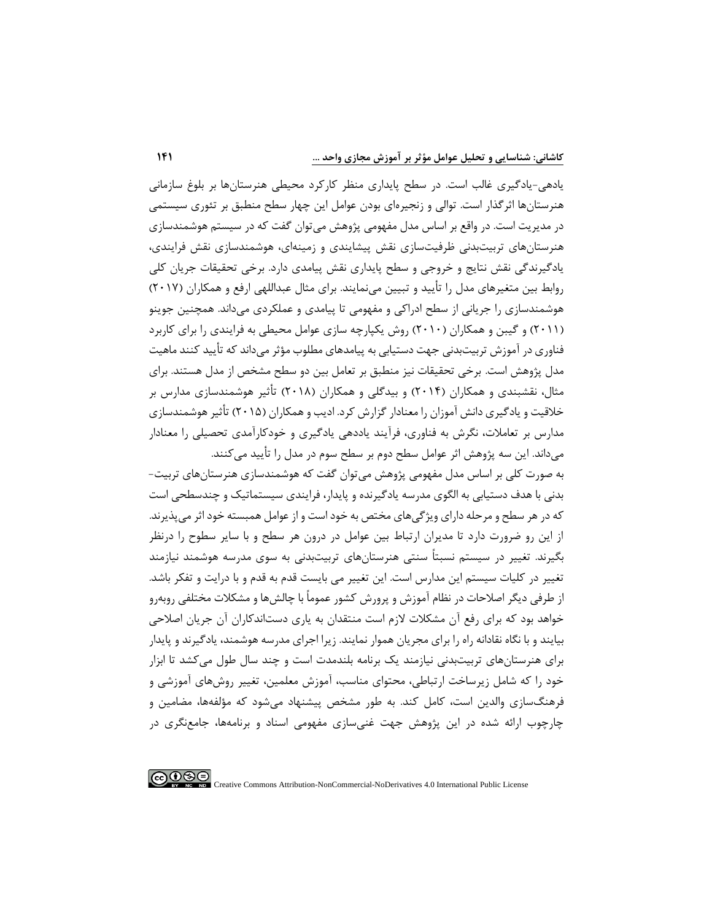یاددهی-یادگیری غالب است. در سطح پایداری منظر کارکرد محیطی هنرستان‌ها بر بلوغ سازمانی هنرستان‌ها اثرگذار است. توالی و زنجیره‌ای بودن عوامل این چهار سطح منطبق بر تئوری سیستمی در مدیریت است. در واقع بر اساس مدل مفهومی پژوهش می‌توان گفت که در سیستم هوشمندسازی هنرستان‌های تربیت‌بدنی ظرفیت‌سازی نقش پیشایندی و زمینه‌ای، هوشمندسازی نقش فرایندی، یادگیرندگی نقش نتایج و خروجی و سطح پایداری نقش پیامدی دارد. برخی تحقیقات جریان کلی روابط بین متغیرهای مدل را تأیید و تبیین می‌نمایند. برای مثال عبداللهی ارفع و همکاران (۲۰۱۷) هوشمندسازی را جریانی از سطح ادراکی و مفهومی تا پیامدی و عملکردی می‌داند. همچنین جوینو (۲۰۱۱) و گیبن و همکاران (۲۰۱۰) روش یکپارچه سازی عوامل محیطی به فرایندی را برای کاربرد فناوری در آموزش تربیت‌بدنی جهت دستیابی به پیامدهای مطلوب مؤثر می‌داند که تأیید کنند ماهیت مدل پژوهش است. برخی تحقیقات نیز منطبق بر تعامل بین دو سطح مشخص از مدل هستند. برای مثال، نقشبندی و همکاران (۲۰۱۴) و بیدگلی و همکاران (۲۰۱۸) تأثیر هوشمندسازی مدارس بر خلاقیت و یادگیری دانش آموزان را معنادار گزارش کرد. ادیب و همکاران (۲۰۱۵) تأثیر هوشمندسازی مدارس بر تعاملات، نگرش به فناوری، فرآیند یاددهی یادگیری و خودکارآمدی تحصیلی را معنادار می‌داند. این سه پژوهش اثر عوامل سطح دوم بر سطح سوم در مدل را تأیید می‌کنند.

به صورت کلی بر اساس مدل مفهومی پژوهش می‌توان گفت که هوشمندسازی هنرستان‌های تربیت-بدنی با هدف دستیابی به الگوی مدرسه یادگیرنده و پایدار، فرایندی سیستماتیک و چندسطحی است که در هر سطح و مرحله دارای ویژگی‌های مختص به خود است و از عوامل همبسته خود اثر می‌پذیرند. از این رو ضرورت دارد تا مدیران ارتباط بین عوامل در درون هر سطح و با سایر سطوح را درنظر بگیرند. تغییر در سیستم نسبتاً سنتی هنرستان‌های تربیت‌بدنی به سوی مدرسه هوشمند نیازمند تغییر در کلیات سیستم این مدارس است. این تغییر می بایست قدم به قدم و با درایت و تفکر باشد. از طرفی دیگر اصلاحات در نظام آموزش و پرورش کشور عموماً با چالش‌ها و مشکلات مختلفی روبه‌رو خواهد بود که برای رفع آن مشکلات لازم است منتقدان به یاری دست‌اندکاران آن جریان اصلاحی بیایند و با نگاه نقادانه راه را برای مجریان هموار نمایند. زیرا اجرای مدرسه هوشمند، یادگیرند و پایدار برای هنرستان‌های تربیت‌بدنی نیازمند یک برنامه بلندمدت است و چند سال طول می‌کشد تا ابزار خود را که شامل زیرساخت ارتباطی، محتوای مناسب، آموزش معلمین، تغییر روش‌های آموزشی و فرهنگ‌سازی والدین است، کامل کند. به طور مشخص پیشنهاد می‌شود که مؤلفه‌ها، مضامین و چارچوب ارائه شده در این پژوهش جهت غنی‌سازی مفهومی اسناد و برنامه‌ها، جامع‌نگری در

Creative Commons Attribution-NonCommercial-NoDerivatives 4.0 International Public License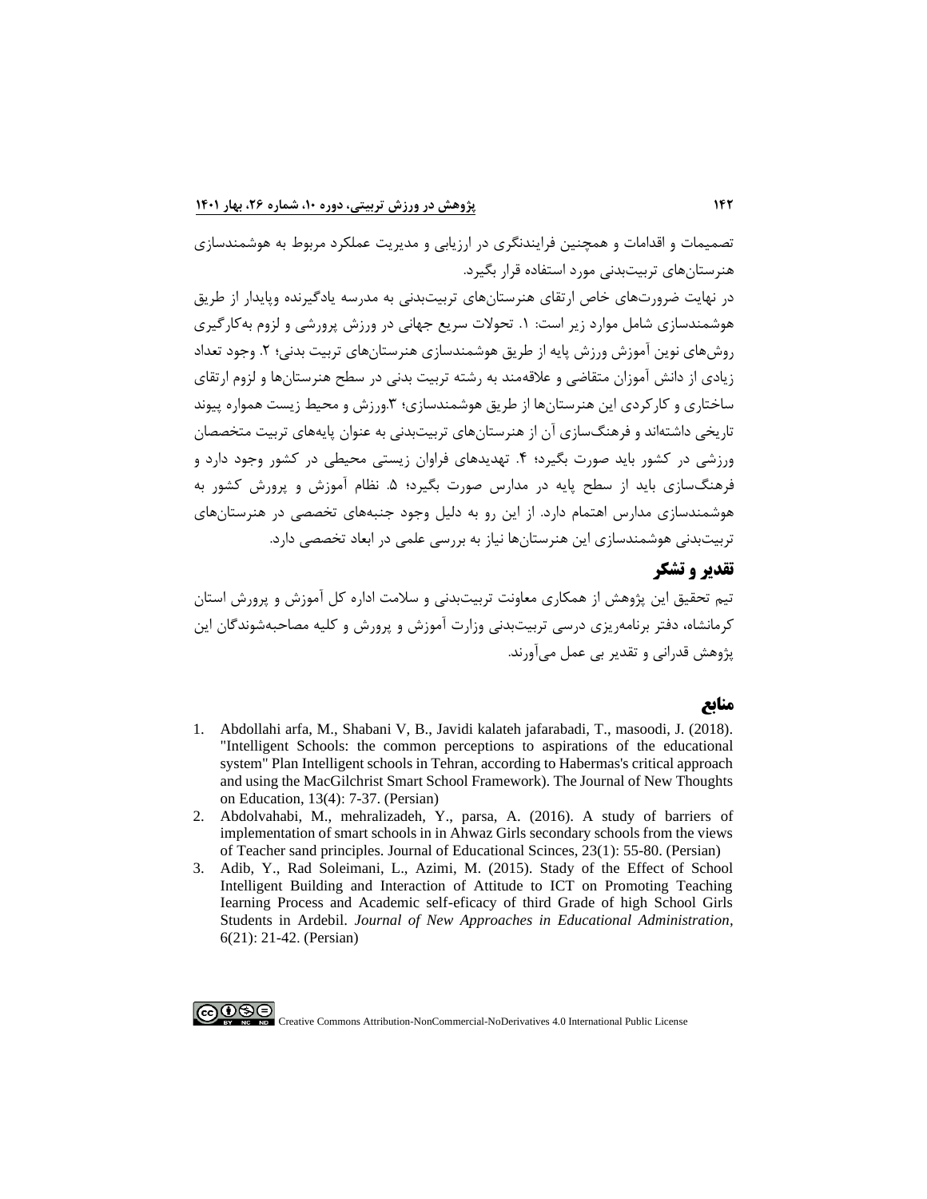تصمیمات و اقدامات و همچنین فرایندنگری در ارزیابی و مدیریت عملکرد مربوط به هوشمندسازی هنرستان‌های تربیت‌بدنی مورد استفاده قرار بگیرد.

در نهایت ضرورت‌های خاص ارتقای هنرستان‌های تربیت‌بدنی به مدرسه یادگیرنده وپایدار از طریق هوشمندسازی شامل موارد زیر است: ۱. تحولات سریع جهانی در ورزش پرورشی و لزوم به‌کارگیری روش‌های نوین آموزش ورزش پایه از طریق هوشمندسازی هنرستان‌های تربیت بدنی؛ ۲. وجود تعداد زیادی از دانش آموزان متقاضی و علاقه‌مند به رشته تربیت بدنی در سطح هنرستان‌ها و لزوم ارتقای ساختاری و کارکردی این هنرستان‌ها از طریق هوشمندسازی؛ ۳.ورزش و محیط زیست همواره پیوند تاریخی داشته‌اند و فرهنگ‌سازی آن از هنرستان‌های تربیت‌بدنی به عنوان پایه‌های تربیت متخصصان ورزشی در کشور باید صورت بگیرد؛ ۴. تهدیدهای فراوان زیستی محیطی در کشور وجود دارد و فرهنگ‌سازی باید از سطح پایه در مدارس صورت بگیرد؛ ۵. نظام آموزش و پرورش کشور به هوشمندسازی مدارس اهتمام دارد. از این رو به دلیل وجود جنبه‌های تخصصی در هنرستان‌های تربیت‌بدنی هوشمندسازی این هنرستان‌ها نیاز به بررسی علمی در ابعاد تخصصی دارد.

## تقدیر و تشکر

تیم تحقیق این پژوهش از همکاری معاونت تربیت‌بدنی و سلامت اداره کل آموزش و پرورش استان کرمانشاه، دفتر برنامه‌ریزی درسی تربیت‌بدنی وزارت آموزش و پرورش و کلیه مصاحبه‌شوندگان این پژوهش قدرانی و تقدیر بی عمل می‌آورند.

## منابع

1. Abdollahi arfa, M., Shabani V, B., Javidi kalateh jafarabadi, T., masoodi, J. (2018). "Intelligent Schools: the common perceptions to aspirations of the educational system" Plan Intelligent schools in Tehran, according to Habermas's critical approach and using the MacGilchrist Smart School Framework). The Journal of New Thoughts on Education, 13(4): 7-37. (Persian)
2. Abdolvahabi, M., mehralizadeh, Y., parsa, A. (2016). A study of barriers of implementation of smart schools in in Ahwaz Girls secondary schools from the views of Teacher sand principles. Journal of Educational Scinces, 23(1): 55-80. (Persian)
3. Adib, Y., Rad Soleimani, L., Azimi, M. (2015). Stady of the Effect of School Intelligent Building and Interaction of Attitude to ICT on Promoting Teaching Iearning Process and Academic self-eficacy of third Grade of high School Girls Students in Ardebil. *Journal of New Approaches in Educational Administration*, 6(21): 21-42. (Persian)

Creative Commons Attribution-NonCommercial-NoDerivatives 4.0 International Public License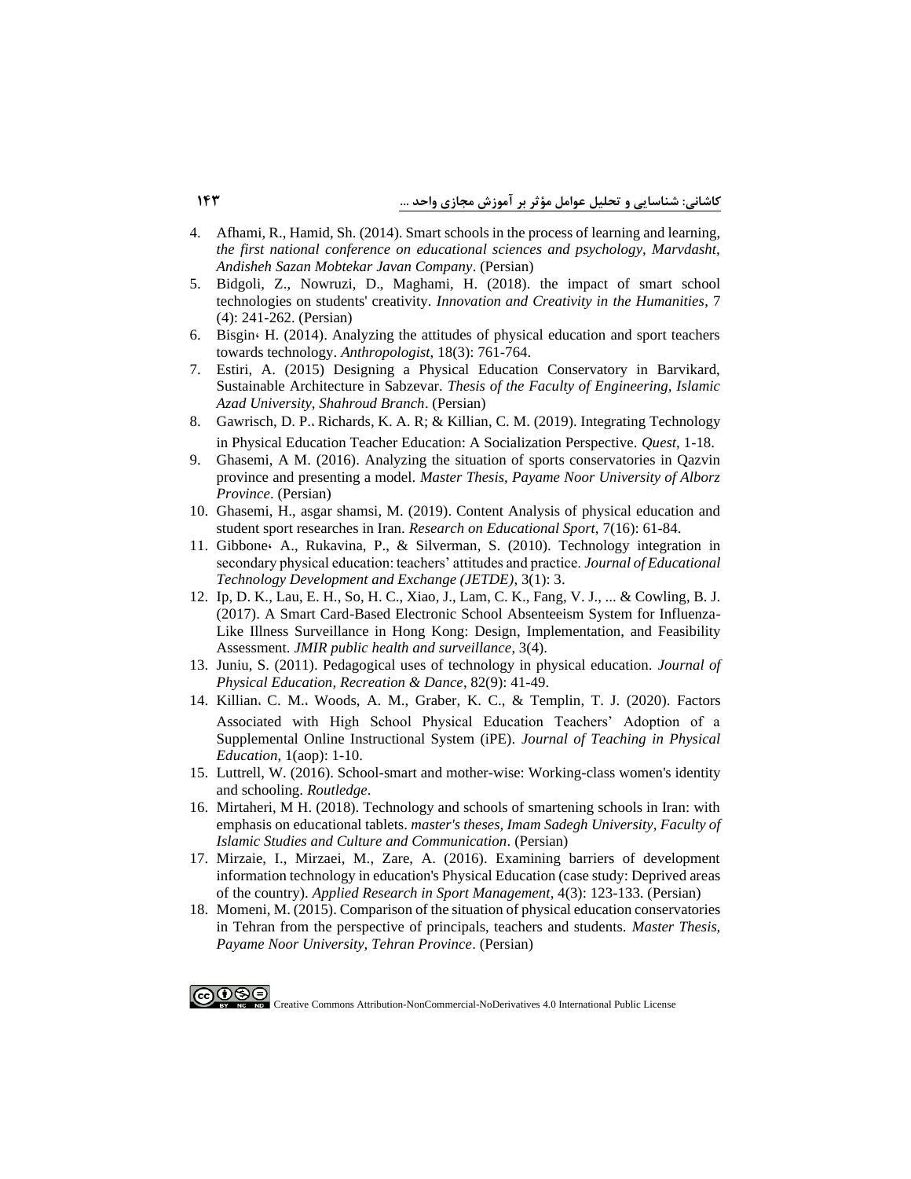4. Afhami, R., Hamid, Sh. (2014). Smart schools in the process of learning and learning, *the first national conference on educational sciences and psychology, Marvdasht, Andisheh Sazan Mobtekar Javan Company*. (Persian)
5. Bidgoli, Z., Nowruzi, D., Maghami, H. (2018). the impact of smart school technologies on students' creativity. *Innovation and Creativity in the Humanities*, 7 (4): 241-262. (Persian)
6. Bisgin، H. (2014). Analyzing the attitudes of physical education and sport teachers towards technology. *Anthropologist*, 18(3): 761-764.
7. Estiri, A. (2015) Designing a Physical Education Conservatory in Barvikard, Sustainable Architecture in Sabzevar. *Thesis of the Faculty of Engineering, Islamic Azad University, Shahroud Branch*. (Persian)
8. Gawrisch, D. P.، Richards, K. A. R; & Killian, C. M. (2019). Integrating Technology in Physical Education Teacher Education: A Socialization Perspective. *Quest*, 1-18.
9. Ghasemi, A M. (2016). Analyzing the situation of sports conservatories in Qazvin province and presenting a model. *Master Thesis, Payame Noor University of Alborz Province*. (Persian)
10. Ghasemi, H., asgar shamsi, M. (2019). Content Analysis of physical education and student sport researches in Iran. *Research on Educational Sport*, 7(16): 61-84.
11. Gibbone، A., Rukavina, P., & Silverman, S. (2010). Technology integration in secondary physical education: teachers' attitudes and practice. *Journal of Educational Technology Development and Exchange (JETDE)*, 3(1): 3.
12. Ip, D. K., Lau, E. H., So, H. C., Xiao, J., Lam, C. K., Fang, V. J., ... & Cowling, B. J. (2017). A Smart Card-Based Electronic School Absenteeism System for Influenza-Like Illness Surveillance in Hong Kong: Design, Implementation, and Feasibility Assessment. *JMIR public health and surveillance*, 3(4).
13. Juniu, S. (2011). Pedagogical uses of technology in physical education. *Journal of Physical Education, Recreation & Dance*, 82(9): 41-49.
14. Killian، C. M.، Woods, A. M., Graber, K. C., & Templin, T. J. (2020). Factors Associated with High School Physical Education Teachers' Adoption of a Supplemental Online Instructional System (iPE). *Journal of Teaching in Physical Education*, 1(aop): 1-10.
15. Luttrell, W. (2016). School-smart and mother-wise: Working-class women's identity and schooling. *Routledge*.
16. Mirtaheri, M H. (2018). Technology and schools of smartening schools in Iran: with emphasis on educational tablets. *master's theses, Imam Sadegh University, Faculty of Islamic Studies and Culture and Communication*. (Persian)
17. Mirzaie, I., Mirzaei, M., Zare, A. (2016). Examining barriers of development information technology in education's Physical Education (case study: Deprived areas of the country). *Applied Research in Sport Management*, 4(3): 123-133. (Persian)
18. Momeni, M. (2015). Comparison of the situation of physical education conservatories in Tehran from the perspective of principals, teachers and students. *Master Thesis, Payame Noor University, Tehran Province*. (Persian)

Creative Commons Attribution-NonCommercial-NoDerivatives 4.0 International Public License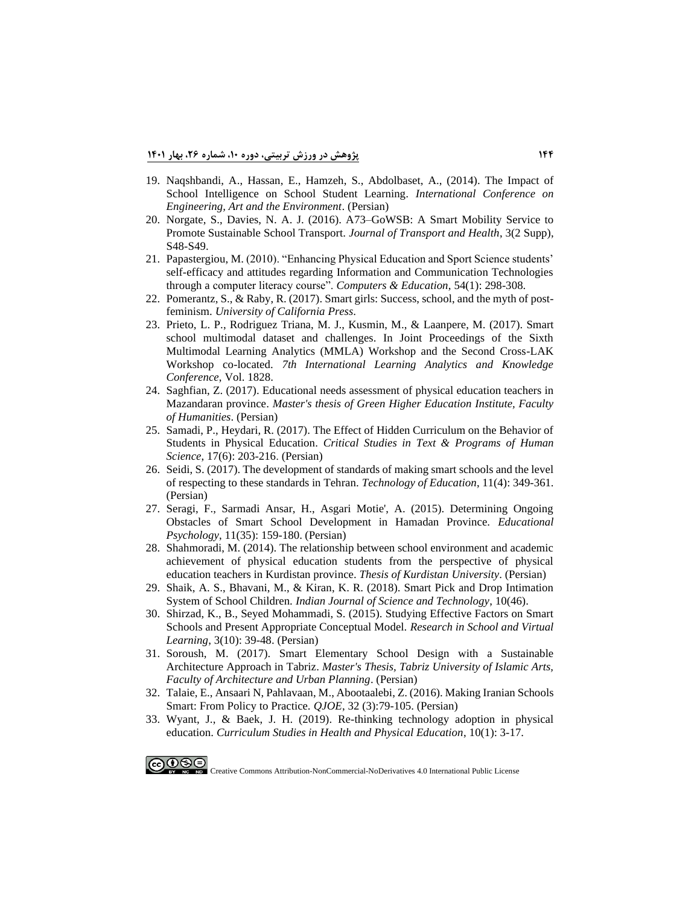19. Naqshbandi, A., Hassan, E., Hamzeh, S., Abdolbaset, A., (2014). The Impact of School Intelligence on School Student Learning. *International Conference on Engineering, Art and the Environment*. (Persian)
20. Norgate, S., Davies, N. A. J. (2016). A73–GoWSB: A Smart Mobility Service to Promote Sustainable School Transport. *Journal of Transport and Health*, 3(2 Supp), S48-S49.
21. Papastergiou, M. (2010). "Enhancing Physical Education and Sport Science students' self-efficacy and attitudes regarding Information and Communication Technologies through a computer literacy course". *Computers & Education*, 54(1): 298-308.
22. Pomerantz, S., & Raby, R. (2017). Smart girls: Success, school, and the myth of post-feminism. *University of California Press*.
23. Prieto, L. P., Rodriguez Triana, M. J., Kusmin, M., & Laanpere, M. (2017). Smart school multimodal dataset and challenges. In Joint Proceedings of the Sixth Multimodal Learning Analytics (MMLA) Workshop and the Second Cross-LAK Workshop co-located. *7th International Learning Analytics and Knowledge Conference*, Vol. 1828.
24. Saghfian, Z. (2017). Educational needs assessment of physical education teachers in Mazandaran province. *Master's thesis of Green Higher Education Institute, Faculty of Humanities*. (Persian)
25. Samadi, P., Heydari, R. (2017). The Effect of Hidden Curriculum on the Behavior of Students in Physical Education. *Critical Studies in Text & Programs of Human Science*, 17(6): 203-216. (Persian)
26. Seidi, S. (2017). The development of standards of making smart schools and the level of respecting to these standards in Tehran. *Technology of Education*, 11(4): 349-361. (Persian)
27. Seragi, F., Sarmadi Ansar, H., Asgari Motie', A. (2015). Determining Ongoing Obstacles of Smart School Development in Hamadan Province. *Educational Psychology*, 11(35): 159-180. (Persian)
28. Shahmoradi, M. (2014). The relationship between school environment and academic achievement of physical education students from the perspective of physical education teachers in Kurdistan province. *Thesis of Kurdistan University*. (Persian)
29. Shaik, A. S., Bhavani, M., & Kiran, K. R. (2018). Smart Pick and Drop Intimation System of School Children. *Indian Journal of Science and Technology*, 10(46).
30. Shirzad, K., B., Seyed Mohammadi, S. (2015). Studying Effective Factors on Smart Schools and Present Appropriate Conceptual Model. *Research in School and Virtual Learning*, 3(10): 39-48. (Persian)
31. Soroush, M. (2017). Smart Elementary School Design with a Sustainable Architecture Approach in Tabriz. *Master's Thesis, Tabriz University of Islamic Arts, Faculty of Architecture and Urban Planning*. (Persian)
32. Talaie, E., Ansaari N, Pahlavaan, M., Abootaalebi, Z. (2016). Making Iranian Schools Smart: From Policy to Practice. *QJOE*, 32 (3):79-105. (Persian)
33. Wyant, J., & Baek, J. H. (2019). Re-thinking technology adoption in physical education. *Curriculum Studies in Health and Physical Education*, 10(1): 3-17.

Creative Commons Attribution-NonCommercial-NoDerivatives 4.0 International Public License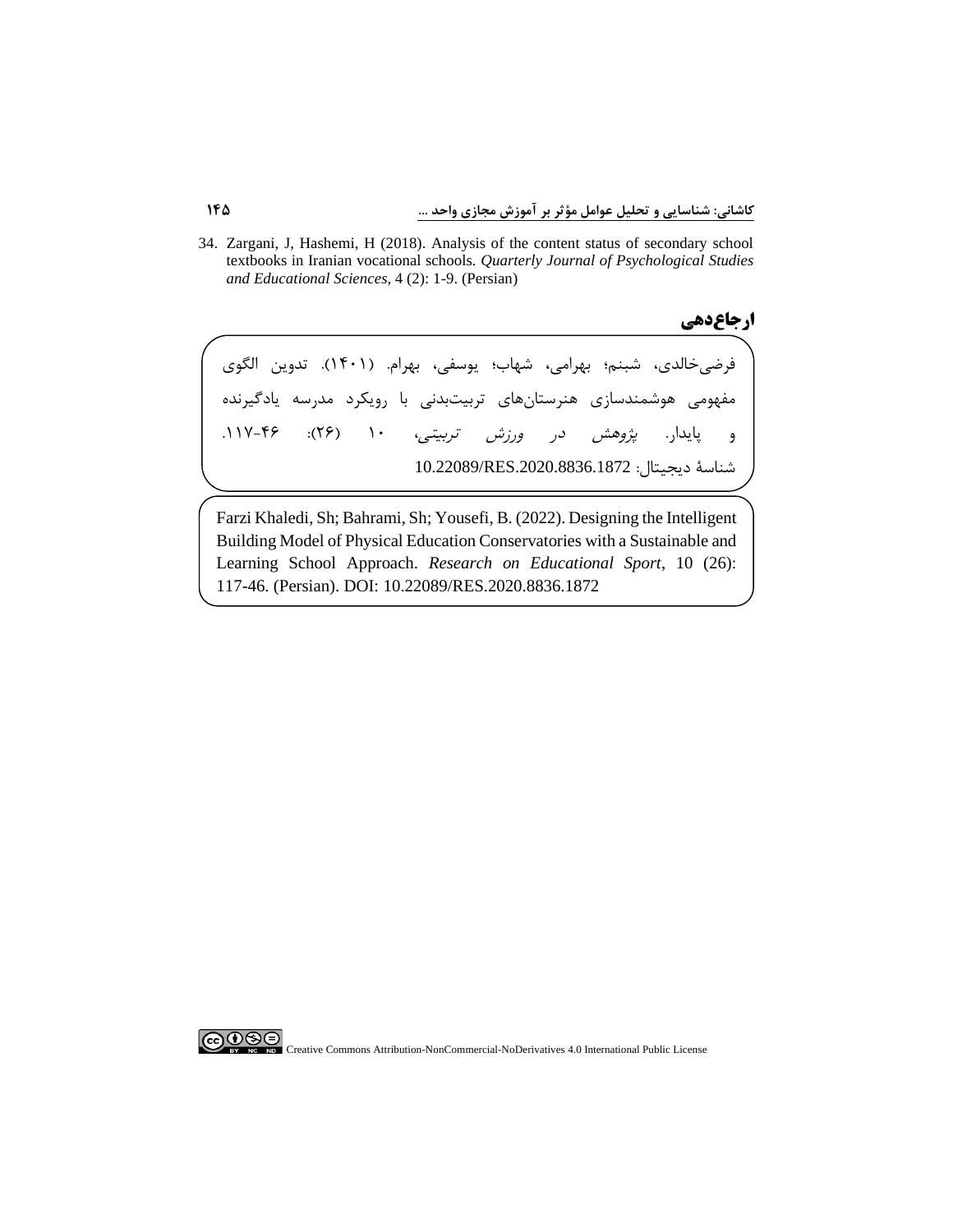34. Zargani, J, Hashemi, H (2018). Analysis of the content status of secondary school textbooks in Iranian vocational schools. *Quarterly Journal of Psychological Studies and Educational Sciences*, 4 (2): 1-9. (Persian)

## ارجاع‌دهی

فرضی‌خالدی، شبنم؛ بهرامی، شهاب؛ یوسفی، بهرام. (۱۴۰۱). تدوین الگوی مفهومی هوشمندسازی هنرستان‌های تربیت‌بدنی با رویکرد مدرسه یادگیرنده و پایدار. *پژوهش در ورزش تربیتی*، ۱۰ (۲۶): ۴۶-۱۱۷.
شناسهٔ دیجیتال: 10.22089/RES.2020.8836.1872

Farzi Khaledi, Sh; Bahrami, Sh; Yousefi, B. (2022). Designing the Intelligent Building Model of Physical Education Conservatories with a Sustainable and Learning School Approach. *Research on Educational Sport*, 10 (26): 117-46. (Persian). DOI: 10.22089/RES.2020.8836.1872

Creative Commons Attribution-NonCommercial-NoDerivatives 4.0 International Public License